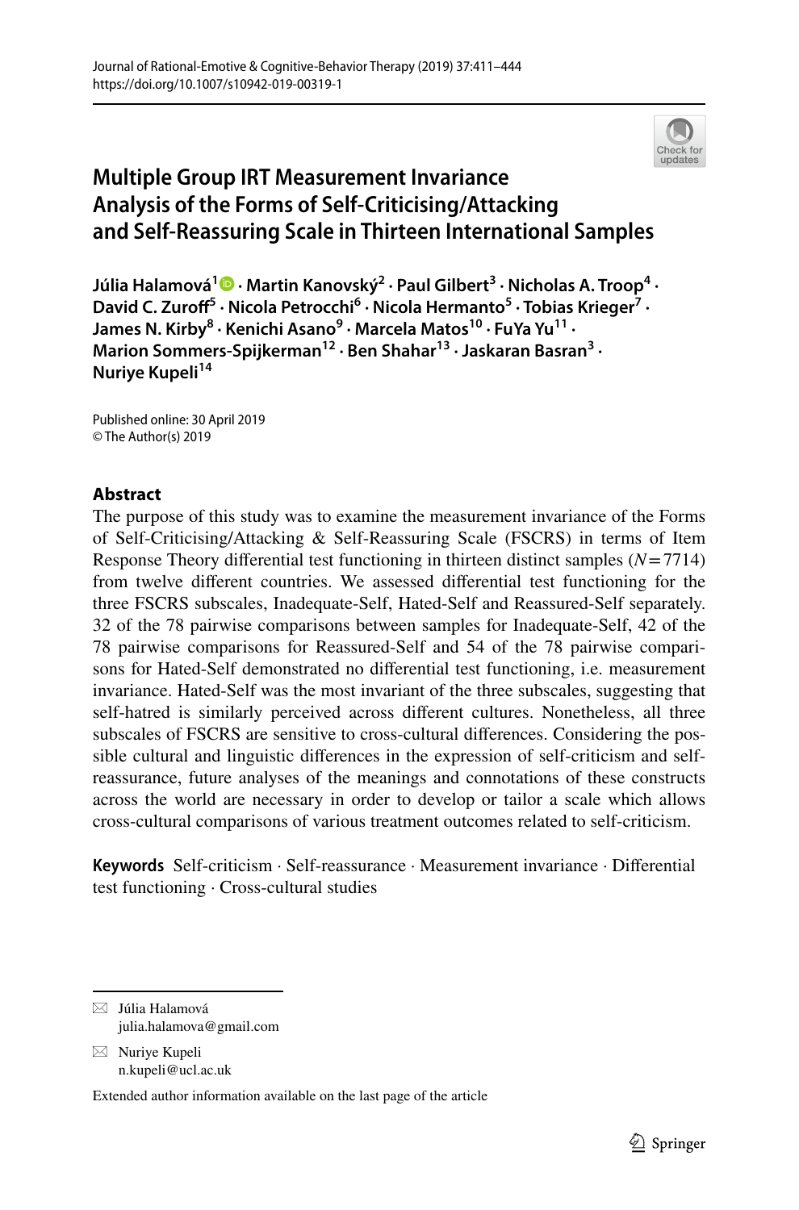# Multiple Group IRT Measurement Invariance Analysis of the Forms of Self-Criticising/Attacking and Self-Reassuring Scale in Thirteen International Samples

**Júlia Halamová[1] · Martin Kanovský[2] · Paul Gilbert[3] · Nicholas A. Troop[4] · David C. Zuroff[5] · Nicola Petrocchi[6] · Nicola Hermanto[5] · Tobias Krieger[7] · James N. Kirby[8] · Kenichi Asano[9] · Marcela Matos[10] · FuYa Yu[11] · Marion Sommers-Spijkerman[12] · Ben Shahar[13] · Jaskaran Basran[3] · Nuriye Kupeli[14]**

Published online: 30 April 2019
© The Author(s) 2019

## Abstract

The purpose of this study was to examine the measurement invariance of the Forms of Self-Criticising/Attacking & Self-Reassuring Scale (FSCRS) in terms of Item Response Theory differential test functioning in thirteen distinct samples ($N = 7714$) from twelve different countries. We assessed differential test functioning for the three FSCRS subscales, Inadequate-Self, Hated-Self and Reassured-Self separately. 32 of the 78 pairwise comparisons between samples for Inadequate-Self, 42 of the 78 pairwise comparisons for Reassured-Self and 54 of the 78 pairwise comparisons for Hated-Self demonstrated no differential test functioning, i.e. measurement invariance. Hated-Self was the most invariant of the three subscales, suggesting that self-hatred is similarly perceived across different cultures. Nonetheless, all three subscales of FSCRS are sensitive to cross-cultural differences. Considering the possible cultural and linguistic differences in the expression of self-criticism and self-reassurance, future analyses of the meanings and connotations of these constructs across the world are necessary in order to develop or tailor a scale which allows cross-cultural comparisons of various treatment outcomes related to self-criticism.

**Keywords** Self-criticism · Self-reassurance · Measurement invariance · Differential test functioning · Cross-cultural studies

---

✉ Júlia Halamová
julia.halamova@gmail.com

✉ Nuriye Kupeli
n.kupeli@ucl.ac.uk

Extended author information available on the last page of the article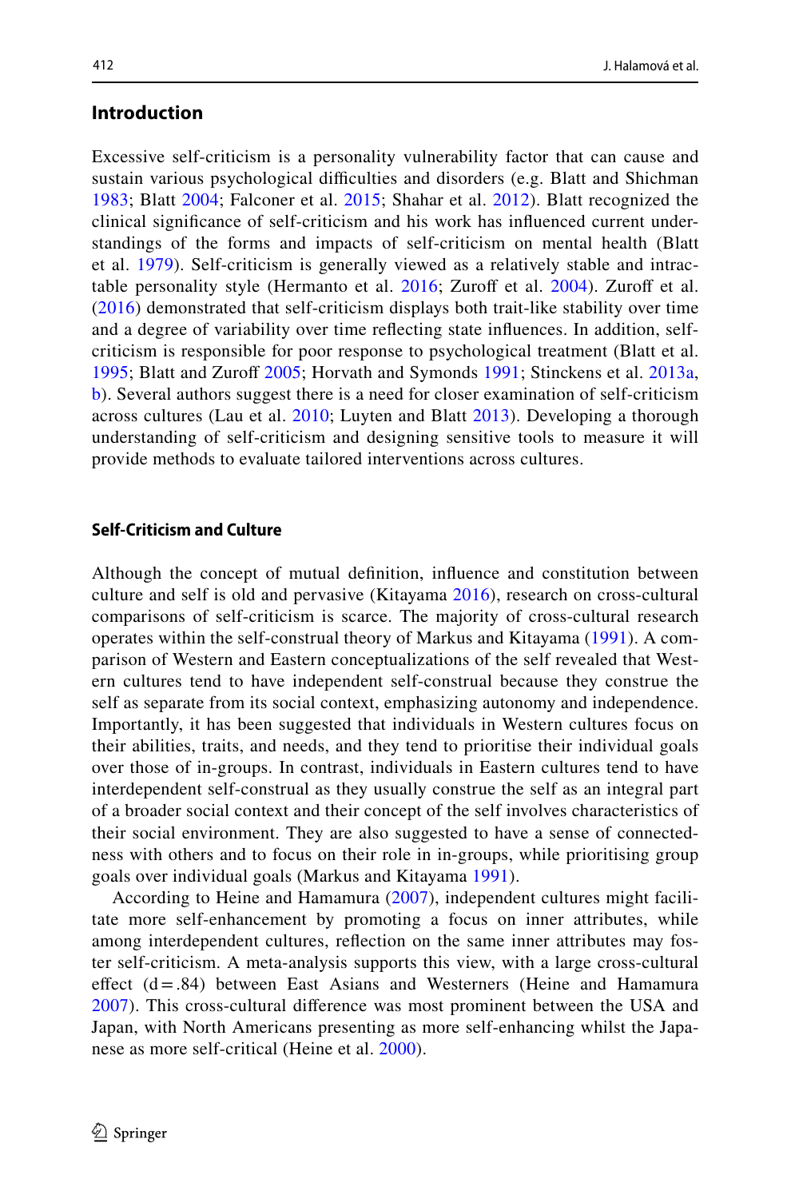## Introduction

Excessive self-criticism is a personality vulnerability factor that can cause and sustain various psychological difficulties and disorders (e.g. Blatt and Shichman 1983; Blatt 2004; Falconer et al. 2015; Shahar et al. 2012). Blatt recognized the clinical significance of self-criticism and his work has influenced current understandings of the forms and impacts of self-criticism on mental health (Blatt et al. 1979). Self-criticism is generally viewed as a relatively stable and intractable personality style (Hermanto et al. 2016; Zuroff et al. 2004). Zuroff et al. (2016) demonstrated that self-criticism displays both trait-like stability over time and a degree of variability over time reflecting state influences. In addition, self-criticism is responsible for poor response to psychological treatment (Blatt et al. 1995; Blatt and Zuroff 2005; Horvath and Symonds 1991; Stinckens et al. 2013a, b). Several authors suggest there is a need for closer examination of self-criticism across cultures (Lau et al. 2010; Luyten and Blatt 2013). Developing a thorough understanding of self-criticism and designing sensitive tools to measure it will provide methods to evaluate tailored interventions across cultures.

### Self-Criticism and Culture

Although the concept of mutual definition, influence and constitution between culture and self is old and pervasive (Kitayama 2016), research on cross-cultural comparisons of self-criticism is scarce. The majority of cross-cultural research operates within the self-construal theory of Markus and Kitayama (1991). A comparison of Western and Eastern conceptualizations of the self revealed that Western cultures tend to have independent self-construal because they construe the self as separate from its social context, emphasizing autonomy and independence. Importantly, it has been suggested that individuals in Western cultures focus on their abilities, traits, and needs, and they tend to prioritise their individual goals over those of in-groups. In contrast, individuals in Eastern cultures tend to have interdependent self-construal as they usually construe the self as an integral part of a broader social context and their concept of the self involves characteristics of their social environment. They are also suggested to have a sense of connectedness with others and to focus on their role in in-groups, while prioritising group goals over individual goals (Markus and Kitayama 1991).

According to Heine and Hamamura (2007), independent cultures might facilitate more self-enhancement by promoting a focus on inner attributes, while among interdependent cultures, reflection on the same inner attributes may foster self-criticism. A meta-analysis supports this view, with a large cross-cultural effect ($d = .84$) between East Asians and Westerners (Heine and Hamamura 2007). This cross-cultural difference was most prominent between the USA and Japan, with North Americans presenting as more self-enhancing whilst the Japanese as more self-critical (Heine et al. 2000).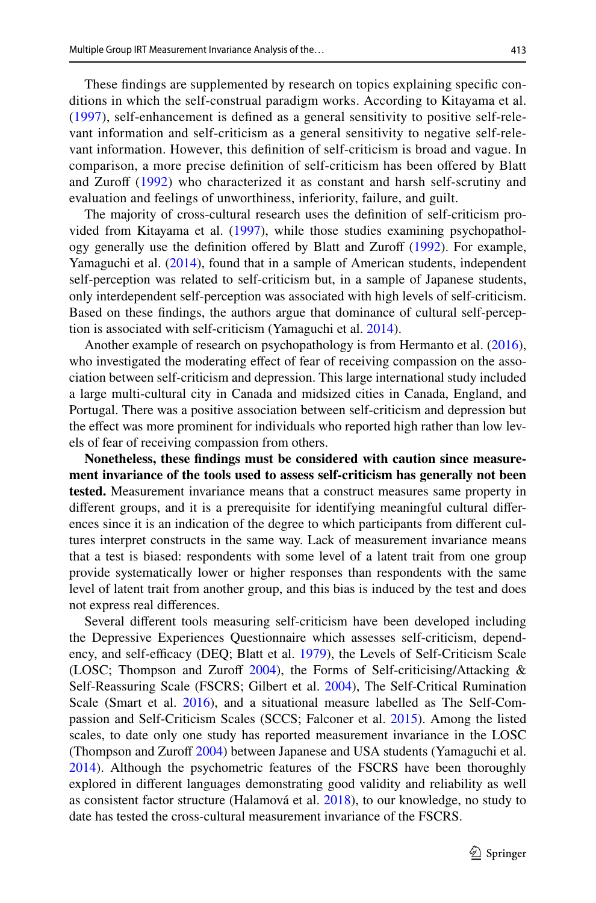These findings are supplemented by research on topics explaining specific conditions in which the self-construal paradigm works. According to Kitayama et al. (1997), self-enhancement is defined as a general sensitivity to positive self-relevant information and self-criticism as a general sensitivity to negative self-relevant information. However, this definition of self-criticism is broad and vague. In comparison, a more precise definition of self-criticism has been offered by Blatt and Zuroff (1992) who characterized it as constant and harsh self-scrutiny and evaluation and feelings of unworthiness, inferiority, failure, and guilt.

The majority of cross-cultural research uses the definition of self-criticism provided from Kitayama et al. (1997), while those studies examining psychopathology generally use the definition offered by Blatt and Zuroff (1992). For example, Yamaguchi et al. (2014), found that in a sample of American students, independent self-perception was related to self-criticism but, in a sample of Japanese students, only interdependent self-perception was associated with high levels of self-criticism. Based on these findings, the authors argue that dominance of cultural self-perception is associated with self-criticism (Yamaguchi et al. 2014).

Another example of research on psychopathology is from Hermanto et al. (2016), who investigated the moderating effect of fear of receiving compassion on the association between self-criticism and depression. This large international study included a large multi-cultural city in Canada and midsized cities in Canada, England, and Portugal. There was a positive association between self-criticism and depression but the effect was more prominent for individuals who reported high rather than low levels of fear of receiving compassion from others.

**Nonetheless, these findings must be considered with caution since measurement invariance of the tools used to assess self-criticism has generally not been tested.** Measurement invariance means that a construct measures same property in different groups, and it is a prerequisite for identifying meaningful cultural differences since it is an indication of the degree to which participants from different cultures interpret constructs in the same way. Lack of measurement invariance means that a test is biased: respondents with some level of a latent trait from one group provide systematically lower or higher responses than respondents with the same level of latent trait from another group, and this bias is induced by the test and does not express real differences.

Several different tools measuring self-criticism have been developed including the Depressive Experiences Questionnaire which assesses self-criticism, dependency, and self-efficacy (DEQ; Blatt et al. 1979), the Levels of Self-Criticism Scale (LOSC; Thompson and Zuroff 2004), the Forms of Self-criticising/Attacking & Self-Reassuring Scale (FSCRS; Gilbert et al. 2004), The Self-Critical Rumination Scale (Smart et al. 2016), and a situational measure labelled as The Self-Compassion and Self-Criticism Scales (SCCS; Falconer et al. 2015). Among the listed scales, to date only one study has reported measurement invariance in the LOSC (Thompson and Zuroff 2004) between Japanese and USA students (Yamaguchi et al. 2014). Although the psychometric features of the FSCRS have been thoroughly explored in different languages demonstrating good validity and reliability as well as consistent factor structure (Halamová et al. 2018), to our knowledge, no study to date has tested the cross-cultural measurement invariance of the FSCRS.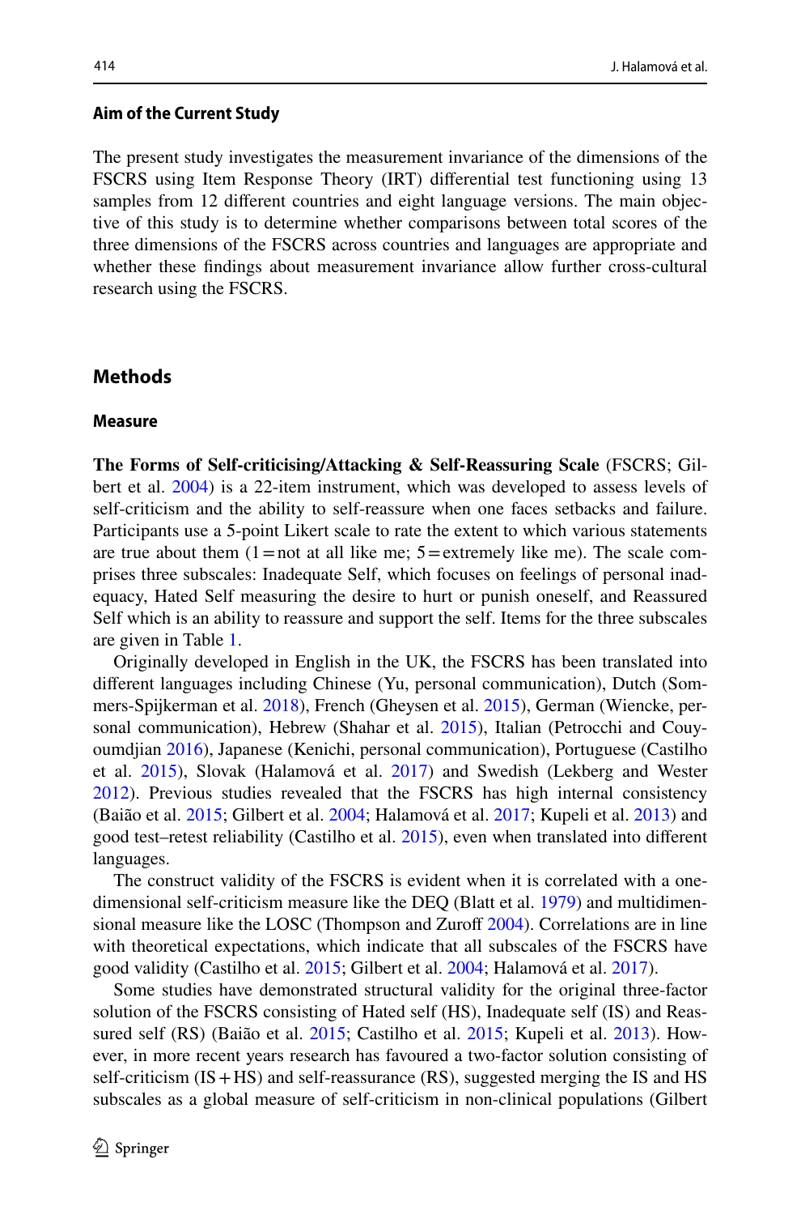### Aim of the Current Study

The present study investigates the measurement invariance of the dimensions of the FSCRS using Item Response Theory (IRT) differential test functioning using 13 samples from 12 different countries and eight language versions. The main objective of this study is to determine whether comparisons between total scores of the three dimensions of the FSCRS across countries and languages are appropriate and whether these findings about measurement invariance allow further cross-cultural research using the FSCRS.

## Methods

### Measure

**The Forms of Self-criticising/Attacking & Self-Reassuring Scale** (FSCRS; Gilbert et al. 2004) is a 22-item instrument, which was developed to assess levels of self-criticism and the ability to self-reassure when one faces setbacks and failure. Participants use a 5-point Likert scale to rate the extent to which various statements are true about them (1 = not at all like me; 5 = extremely like me). The scale comprises three subscales: Inadequate Self, which focuses on feelings of personal inadequacy, Hated Self measuring the desire to hurt or punish oneself, and Reassured Self which is an ability to reassure and support the self. Items for the three subscales are given in Table 1.

Originally developed in English in the UK, the FSCRS has been translated into different languages including Chinese (Yu, personal communication), Dutch (Sommers-Spijkerman et al. 2018), French (Gheysen et al. 2015), German (Wiencke, personal communication), Hebrew (Shahar et al. 2015), Italian (Petrocchi and Couyoumdjian 2016), Japanese (Kenichi, personal communication), Portuguese (Castilho et al. 2015), Slovak (Halamová et al. 2017) and Swedish (Lekberg and Wester 2012). Previous studies revealed that the FSCRS has high internal consistency (Baião et al. 2015; Gilbert et al. 2004; Halamová et al. 2017; Kupeli et al. 2013) and good test–retest reliability (Castilho et al. 2015), even when translated into different languages.

The construct validity of the FSCRS is evident when it is correlated with a one-dimensional self-criticism measure like the DEQ (Blatt et al. 1979) and multidimensional measure like the LOSC (Thompson and Zuroff 2004). Correlations are in line with theoretical expectations, which indicate that all subscales of the FSCRS have good validity (Castilho et al. 2015; Gilbert et al. 2004; Halamová et al. 2017).

Some studies have demonstrated structural validity for the original three-factor solution of the FSCRS consisting of Hated self (HS), Inadequate self (IS) and Reassured self (RS) (Baião et al. 2015; Castilho et al. 2015; Kupeli et al. 2013). However, in more recent years research has favoured a two-factor solution consisting of self-criticism (IS + HS) and self-reassurance (RS), suggested merging the IS and HS subscales as a global measure of self-criticism in non-clinical populations (Gilbert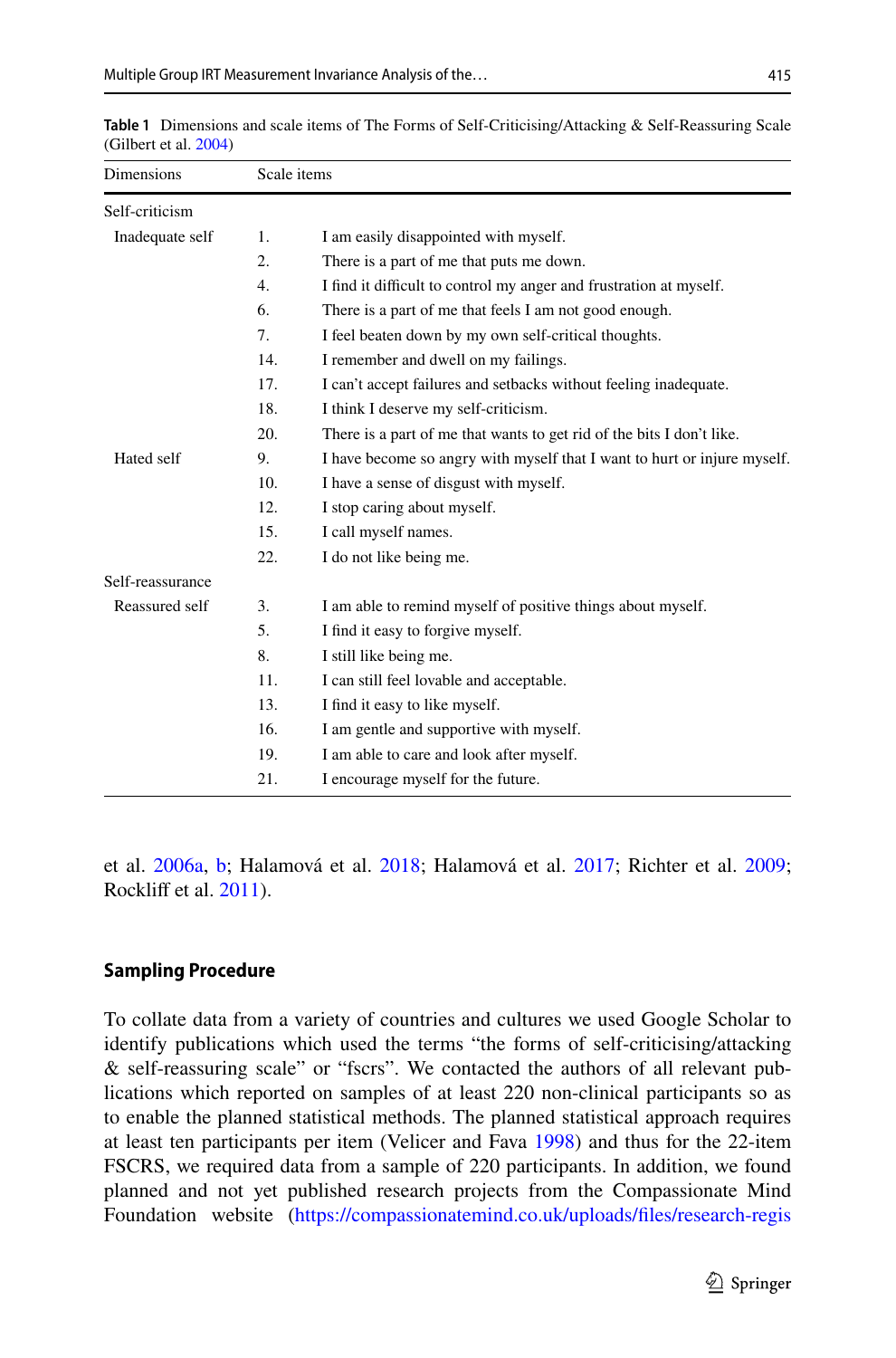**Table 1** Dimensions and scale items of The Forms of Self-Criticising/Attacking & Self-Reassuring Scale (Gilbert et al. 2004)

| Dimensions | Scale items | |
|---|---|---|
| Self-criticism | | |
| Inadequate self | 1. | I am easily disappointed with myself. |
| | 2. | There is a part of me that puts me down. |
| | 4. | I find it difficult to control my anger and frustration at myself. |
| | 6. | There is a part of me that feels I am not good enough. |
| | 7. | I feel beaten down by my own self-critical thoughts. |
| | 14. | I remember and dwell on my failings. |
| | 17. | I can't accept failures and setbacks without feeling inadequate. |
| | 18. | I think I deserve my self-criticism. |
| | 20. | There is a part of me that wants to get rid of the bits I don't like. |
| Hated self | 9. | I have become so angry with myself that I want to hurt or injure myself. |
| | 10. | I have a sense of disgust with myself. |
| | 12. | I stop caring about myself. |
| | 15. | I call myself names. |
| | 22. | I do not like being me. |
| Self-reassurance | | |
| Reassured self | 3. | I am able to remind myself of positive things about myself. |
| | 5. | I find it easy to forgive myself. |
| | 8. | I still like being me. |
| | 11. | I can still feel lovable and acceptable. |
| | 13. | I find it easy to like myself. |
| | 16. | I am gentle and supportive with myself. |
| | 19. | I am able to care and look after myself. |
| | 21. | I encourage myself for the future. |

et al. 2006a, b; Halamová et al. 2018; Halamová et al. 2017; Richter et al. 2009; Rockliff et al. 2011).

### Sampling Procedure

To collate data from a variety of countries and cultures we used Google Scholar to identify publications which used the terms "the forms of self-criticising/attacking & self-reassuring scale" or "fscrs". We contacted the authors of all relevant publications which reported on samples of at least 220 non-clinical participants so as to enable the planned statistical methods. The planned statistical approach requires at least ten participants per item (Velicer and Fava 1998) and thus for the 22-item FSCRS, we required data from a sample of 220 participants. In addition, we found planned and not yet published research projects from the Compassionate Mind Foundation website (https://compassionatemind.co.uk/uploads/files/research-regis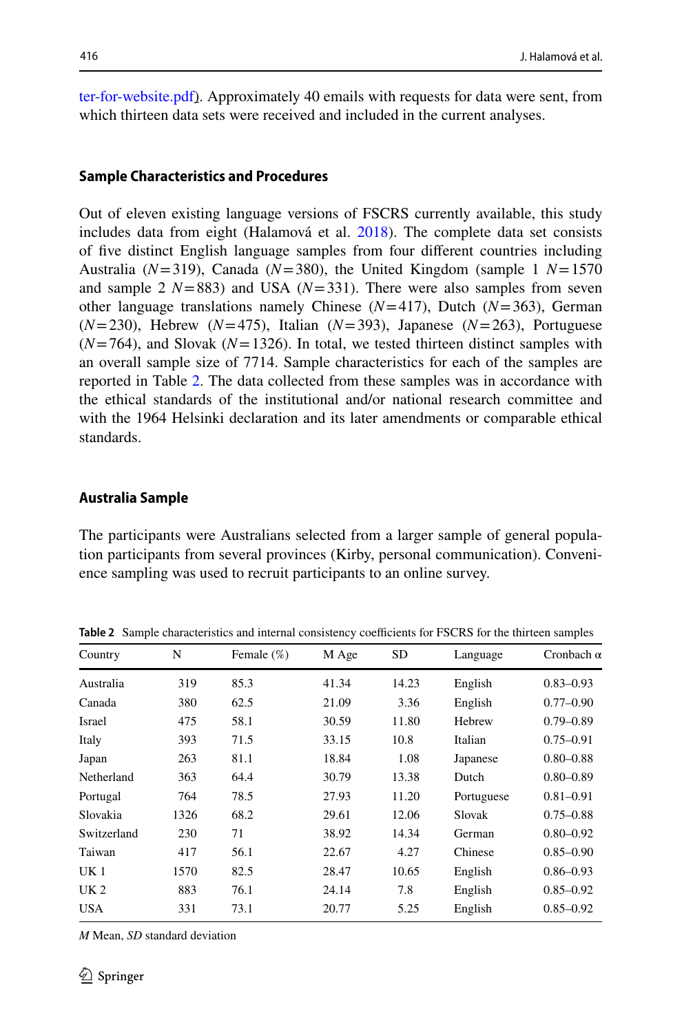ter-for-website.pdf). Approximately 40 emails with requests for data were sent, from which thirteen data sets were received and included in the current analyses.

### Sample Characteristics and Procedures

Out of eleven existing language versions of FSCRS currently available, this study includes data from eight (Halamová et al. 2018). The complete data set consists of five distinct English language samples from four different countries including Australia (*N*=319), Canada (*N*=380), the United Kingdom (sample 1 *N*=1570 and sample 2 *N*=883) and USA (*N*=331). There were also samples from seven other language translations namely Chinese (*N*=417), Dutch (*N*=363), German (*N*=230), Hebrew (*N*=475), Italian (*N*=393), Japanese (*N*=263), Portuguese (*N*=764), and Slovak (*N*=1326). In total, we tested thirteen distinct samples with an overall sample size of 7714. Sample characteristics for each of the samples are reported in Table 2. The data collected from these samples was in accordance with the ethical standards of the institutional and/or national research committee and with the 1964 Helsinki declaration and its later amendments or comparable ethical standards.

### Australia Sample

The participants were Australians selected from a larger sample of general population participants from several provinces (Kirby, personal communication). Convenience sampling was used to recruit participants to an online survey.

**Table 2** Sample characteristics and internal consistency coefficients for FSCRS for the thirteen samples

| Country | N | Female (%) | M Age | SD | Language | Cronbach α |
|---|---|---|---|---|---|---|
| Australia | 319 | 85.3 | 41.34 | 14.23 | English | 0.83–0.93 |
| Canada | 380 | 62.5 | 21.09 | 3.36 | English | 0.77–0.90 |
| Israel | 475 | 58.1 | 30.59 | 11.80 | Hebrew | 0.79–0.89 |
| Italy | 393 | 71.5 | 33.15 | 10.8 | Italian | 0.75–0.91 |
| Japan | 263 | 81.1 | 18.84 | 1.08 | Japanese | 0.80–0.88 |
| Netherland | 363 | 64.4 | 30.79 | 13.38 | Dutch | 0.80–0.89 |
| Portugal | 764 | 78.5 | 27.93 | 11.20 | Portuguese | 0.81–0.91 |
| Slovakia | 1326 | 68.2 | 29.61 | 12.06 | Slovak | 0.75–0.88 |
| Switzerland | 230 | 71 | 38.92 | 14.34 | German | 0.80–0.92 |
| Taiwan | 417 | 56.1 | 22.67 | 4.27 | Chinese | 0.85–0.90 |
| UK 1 | 1570 | 82.5 | 28.47 | 10.65 | English | 0.86–0.93 |
| UK 2 | 883 | 76.1 | 24.14 | 7.8 | English | 0.85–0.92 |
| USA | 331 | 73.1 | 20.77 | 5.25 | English | 0.85–0.92 |

*M* Mean, *SD* standard deviation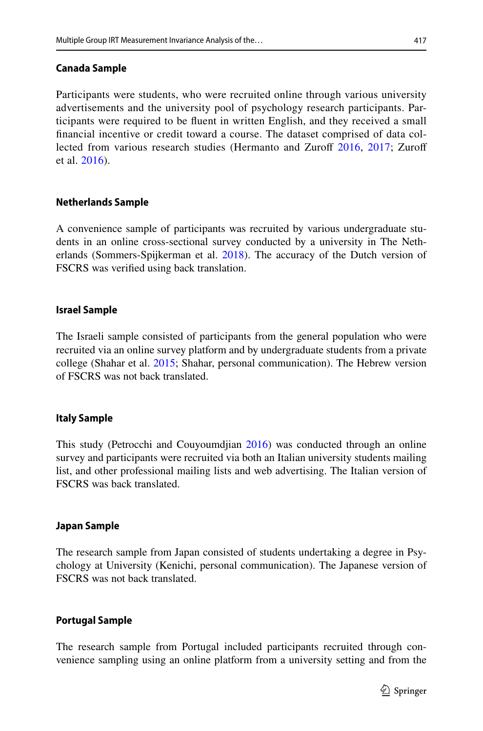### Canada Sample

Participants were students, who were recruited online through various university advertisements and the university pool of psychology research participants. Participants were required to be fluent in written English, and they received a small financial incentive or credit toward a course. The dataset comprised of data collected from various research studies (Hermanto and Zuroff 2016, 2017; Zuroff et al. 2016).

### Netherlands Sample

A convenience sample of participants was recruited by various undergraduate students in an online cross-sectional survey conducted by a university in The Netherlands (Sommers-Spijkerman et al. 2018). The accuracy of the Dutch version of FSCRS was verified using back translation.

### Israel Sample

The Israeli sample consisted of participants from the general population who were recruited via an online survey platform and by undergraduate students from a private college (Shahar et al. 2015; Shahar, personal communication). The Hebrew version of FSCRS was not back translated.

### Italy Sample

This study (Petrocchi and Couyoumdjian 2016) was conducted through an online survey and participants were recruited via both an Italian university students mailing list, and other professional mailing lists and web advertising. The Italian version of FSCRS was back translated.

### Japan Sample

The research sample from Japan consisted of students undertaking a degree in Psychology at University (Kenichi, personal communication). The Japanese version of FSCRS was not back translated.

### Portugal Sample

The research sample from Portugal included participants recruited through convenience sampling using an online platform from a university setting and from the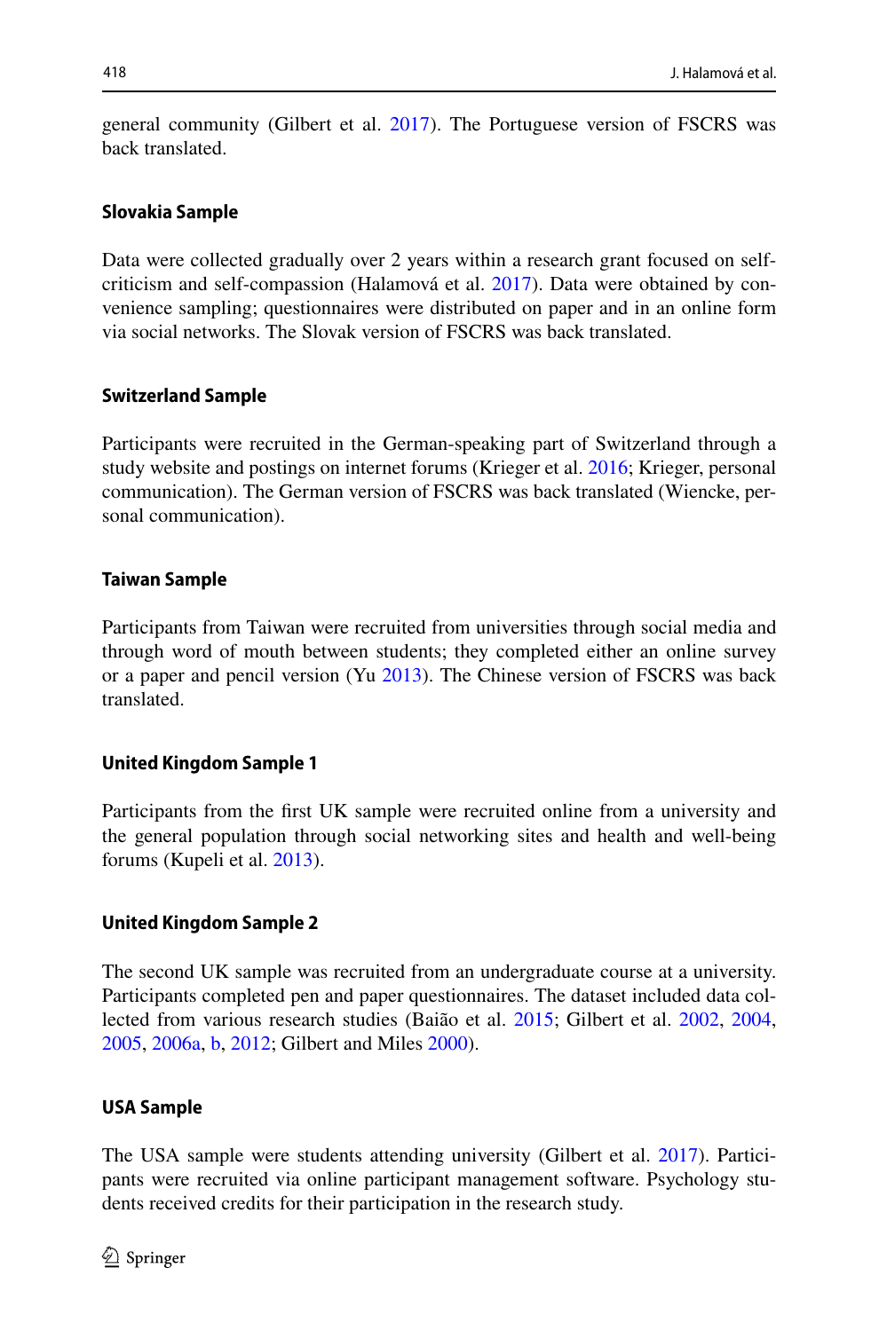general community (Gilbert et al. 2017). The Portuguese version of FSCRS was back translated.

#### Slovakia Sample

Data were collected gradually over 2 years within a research grant focused on self-criticism and self-compassion (Halamová et al. 2017). Data were obtained by convenience sampling; questionnaires were distributed on paper and in an online form via social networks. The Slovak version of FSCRS was back translated.

#### Switzerland Sample

Participants were recruited in the German-speaking part of Switzerland through a study website and postings on internet forums (Krieger et al. 2016; Krieger, personal communication). The German version of FSCRS was back translated (Wiencke, personal communication).

#### Taiwan Sample

Participants from Taiwan were recruited from universities through social media and through word of mouth between students; they completed either an online survey or a paper and pencil version (Yu 2013). The Chinese version of FSCRS was back translated.

#### United Kingdom Sample 1

Participants from the first UK sample were recruited online from a university and the general population through social networking sites and health and well-being forums (Kupeli et al. 2013).

#### United Kingdom Sample 2

The second UK sample was recruited from an undergraduate course at a university. Participants completed pen and paper questionnaires. The dataset included data collected from various research studies (Baião et al. 2015; Gilbert et al. 2002, 2004, 2005, 2006a, b, 2012; Gilbert and Miles 2000).

#### USA Sample

The USA sample were students attending university (Gilbert et al. 2017). Participants were recruited via online participant management software. Psychology students received credits for their participation in the research study.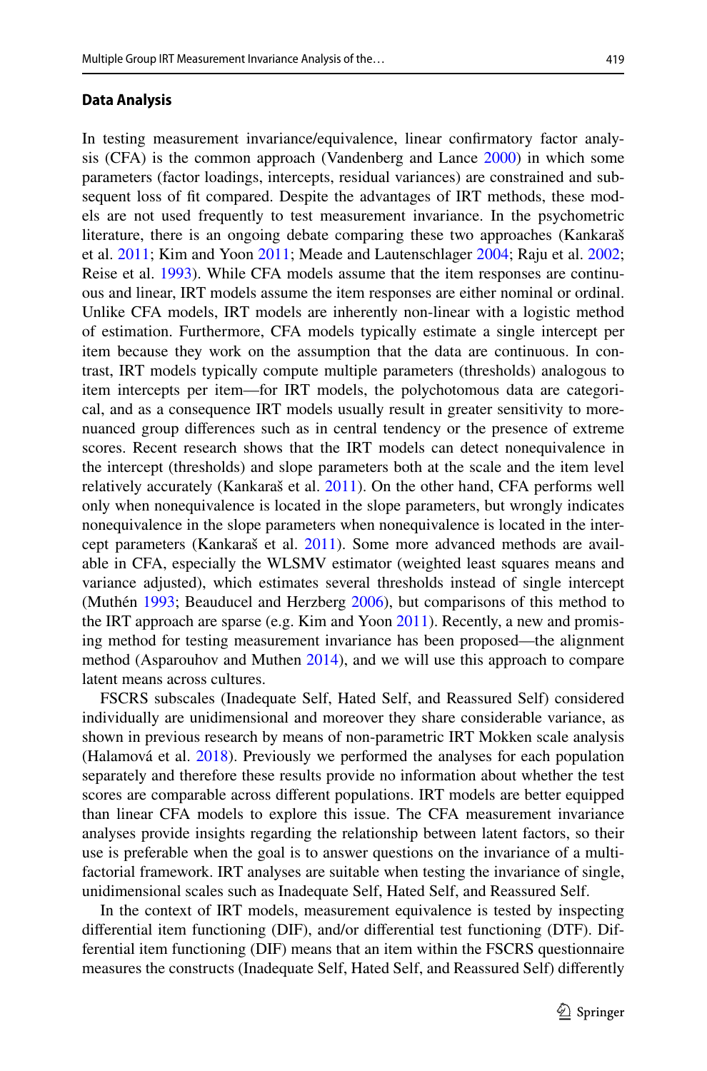### Data Analysis

In testing measurement invariance/equivalence, linear confirmatory factor analysis (CFA) is the common approach (Vandenberg and Lance 2000) in which some parameters (factor loadings, intercepts, residual variances) are constrained and subsequent loss of fit compared. Despite the advantages of IRT methods, these models are not used frequently to test measurement invariance. In the psychometric literature, there is an ongoing debate comparing these two approaches (Kankaraš et al. 2011; Kim and Yoon 2011; Meade and Lautenschlager 2004; Raju et al. 2002; Reise et al. 1993). While CFA models assume that the item responses are continuous and linear, IRT models assume the item responses are either nominal or ordinal. Unlike CFA models, IRT models are inherently non-linear with a logistic method of estimation. Furthermore, CFA models typically estimate a single intercept per item because they work on the assumption that the data are continuous. In contrast, IRT models typically compute multiple parameters (thresholds) analogous to item intercepts per item—for IRT models, the polychotomous data are categorical, and as a consequence IRT models usually result in greater sensitivity to more-nuanced group differences such as in central tendency or the presence of extreme scores. Recent research shows that the IRT models can detect nonequivalence in the intercept (thresholds) and slope parameters both at the scale and the item level relatively accurately (Kankaraš et al. 2011). On the other hand, CFA performs well only when nonequivalence is located in the slope parameters, but wrongly indicates nonequivalence in the slope parameters when nonequivalence is located in the intercept parameters (Kankaraš et al. 2011). Some more advanced methods are available in CFA, especially the WLSMV estimator (weighted least squares means and variance adjusted), which estimates several thresholds instead of single intercept (Muthén 1993; Beauducel and Herzberg 2006), but comparisons of this method to the IRT approach are sparse (e.g. Kim and Yoon 2011). Recently, a new and promising method for testing measurement invariance has been proposed—the alignment method (Asparouhov and Muthen 2014), and we will use this approach to compare latent means across cultures.

FSCRS subscales (Inadequate Self, Hated Self, and Reassured Self) considered individually are unidimensional and moreover they share considerable variance, as shown in previous research by means of non-parametric IRT Mokken scale analysis (Halamová et al. 2018). Previously we performed the analyses for each population separately and therefore these results provide no information about whether the test scores are comparable across different populations. IRT models are better equipped than linear CFA models to explore this issue. The CFA measurement invariance analyses provide insights regarding the relationship between latent factors, so their use is preferable when the goal is to answer questions on the invariance of a multi-factorial framework. IRT analyses are suitable when testing the invariance of single, unidimensional scales such as Inadequate Self, Hated Self, and Reassured Self.

In the context of IRT models, measurement equivalence is tested by inspecting differential item functioning (DIF), and/or differential test functioning (DTF). Differential item functioning (DIF) means that an item within the FSCRS questionnaire measures the constructs (Inadequate Self, Hated Self, and Reassured Self) differently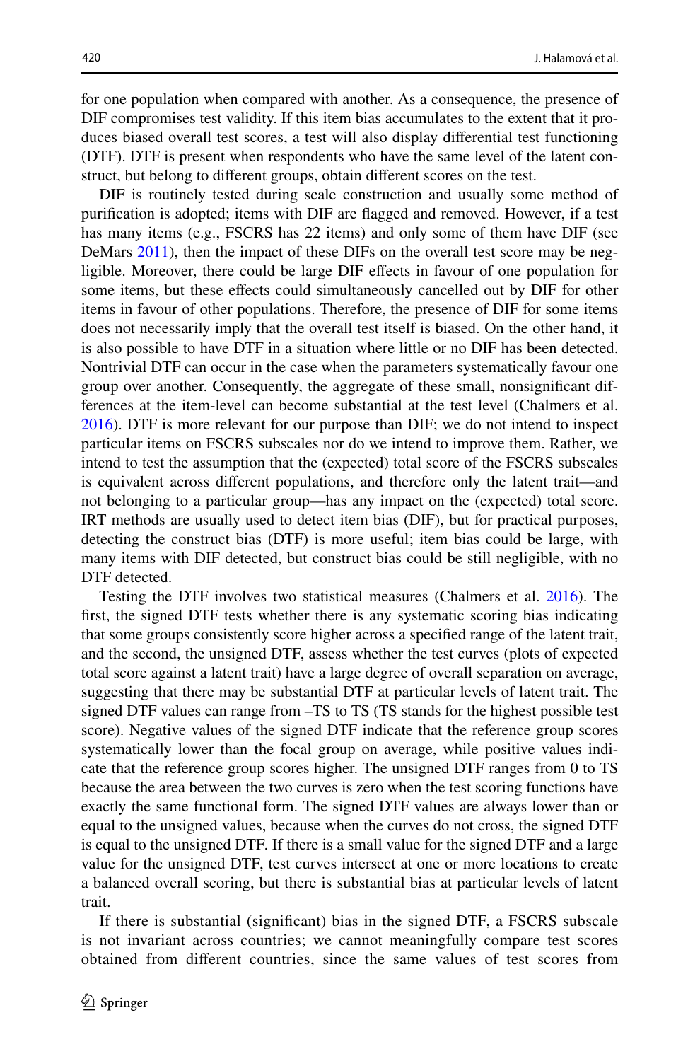for one population when compared with another. As a consequence, the presence of DIF compromises test validity. If this item bias accumulates to the extent that it produces biased overall test scores, a test will also display differential test functioning (DTF). DTF is present when respondents who have the same level of the latent construct, but belong to different groups, obtain different scores on the test.

DIF is routinely tested during scale construction and usually some method of purification is adopted; items with DIF are flagged and removed. However, if a test has many items (e.g., FSCRS has 22 items) and only some of them have DIF (see DeMars 2011), then the impact of these DIFs on the overall test score may be negligible. Moreover, there could be large DIF effects in favour of one population for some items, but these effects could simultaneously cancelled out by DIF for other items in favour of other populations. Therefore, the presence of DIF for some items does not necessarily imply that the overall test itself is biased. On the other hand, it is also possible to have DTF in a situation where little or no DIF has been detected. Nontrivial DTF can occur in the case when the parameters systematically favour one group over another. Consequently, the aggregate of these small, nonsignificant differences at the item-level can become substantial at the test level (Chalmers et al. 2016). DTF is more relevant for our purpose than DIF; we do not intend to inspect particular items on FSCRS subscales nor do we intend to improve them. Rather, we intend to test the assumption that the (expected) total score of the FSCRS subscales is equivalent across different populations, and therefore only the latent trait—and not belonging to a particular group—has any impact on the (expected) total score. IRT methods are usually used to detect item bias (DIF), but for practical purposes, detecting the construct bias (DTF) is more useful; item bias could be large, with many items with DIF detected, but construct bias could be still negligible, with no DTF detected.

Testing the DTF involves two statistical measures (Chalmers et al. 2016). The first, the signed DTF tests whether there is any systematic scoring bias indicating that some groups consistently score higher across a specified range of the latent trait, and the second, the unsigned DTF, assess whether the test curves (plots of expected total score against a latent trait) have a large degree of overall separation on average, suggesting that there may be substantial DTF at particular levels of latent trait. The signed DTF values can range from –TS to TS (TS stands for the highest possible test score). Negative values of the signed DTF indicate that the reference group scores systematically lower than the focal group on average, while positive values indicate that the reference group scores higher. The unsigned DTF ranges from 0 to TS because the area between the two curves is zero when the test scoring functions have exactly the same functional form. The signed DTF values are always lower than or equal to the unsigned values, because when the curves do not cross, the signed DTF is equal to the unsigned DTF. If there is a small value for the signed DTF and a large value for the unsigned DTF, test curves intersect at one or more locations to create a balanced overall scoring, but there is substantial bias at particular levels of latent trait.

If there is substantial (significant) bias in the signed DTF, a FSCRS subscale is not invariant across countries; we cannot meaningfully compare test scores obtained from different countries, since the same values of test scores from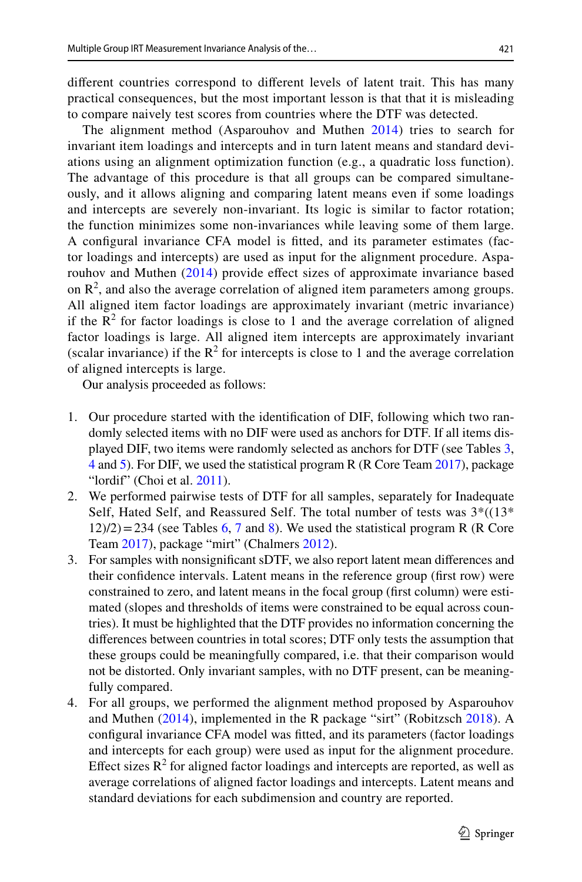different countries correspond to different levels of latent trait. This has many practical consequences, but the most important lesson is that that it is misleading to compare naively test scores from countries where the DTF was detected.

The alignment method (Asparouhov and Muthen 2014) tries to search for invariant item loadings and intercepts and in turn latent means and standard deviations using an alignment optimization function (e.g., a quadratic loss function). The advantage of this procedure is that all groups can be compared simultaneously, and it allows aligning and comparing latent means even if some loadings and intercepts are severely non-invariant. Its logic is similar to factor rotation; the function minimizes some non-invariances while leaving some of them large. A configural invariance CFA model is fitted, and its parameter estimates (factor loadings and intercepts) are used as input for the alignment procedure. Asparouhov and Muthen (2014) provide effect sizes of approximate invariance based on $R^2$, and also the average correlation of aligned item parameters among groups. All aligned item factor loadings are approximately invariant (metric invariance) if the $R^2$ for factor loadings is close to 1 and the average correlation of aligned factor loadings is large. All aligned item intercepts are approximately invariant (scalar invariance) if the $R^2$ for intercepts is close to 1 and the average correlation of aligned intercepts is large.

Our analysis proceeded as follows:

1. Our procedure started with the identification of DIF, following which two randomly selected items with no DIF were used as anchors for DTF. If all items displayed DIF, two items were randomly selected as anchors for DTF (see Tables 3, 4 and 5). For DIF, we used the statistical program R (R Core Team 2017), package "lordif" (Choi et al. 2011).
2. We performed pairwise tests of DTF for all samples, separately for Inadequate Self, Hated Self, and Reassured Self. The total number of tests was $3*((13*12)/2) = 234$ (see Tables 6, 7 and 8). We used the statistical program R (R Core Team 2017), package "mirt" (Chalmers 2012).
3. For samples with nonsignificant sDTF, we also report latent mean differences and their confidence intervals. Latent means in the reference group (first row) were constrained to zero, and latent means in the focal group (first column) were estimated (slopes and thresholds of items were constrained to be equal across countries). It must be highlighted that the DTF provides no information concerning the differences between countries in total scores; DTF only tests the assumption that these groups could be meaningfully compared, i.e. that their comparison would not be distorted. Only invariant samples, with no DTF present, can be meaningfully compared.
4. For all groups, we performed the alignment method proposed by Asparouhov and Muthen (2014), implemented in the R package "sirt" (Robitzsch 2018). A configural invariance CFA model was fitted, and its parameters (factor loadings and intercepts for each group) were used as input for the alignment procedure. Effect sizes $R^2$ for aligned factor loadings and intercepts are reported, as well as average correlations of aligned factor loadings and intercepts. Latent means and standard deviations for each subdimension and country are reported.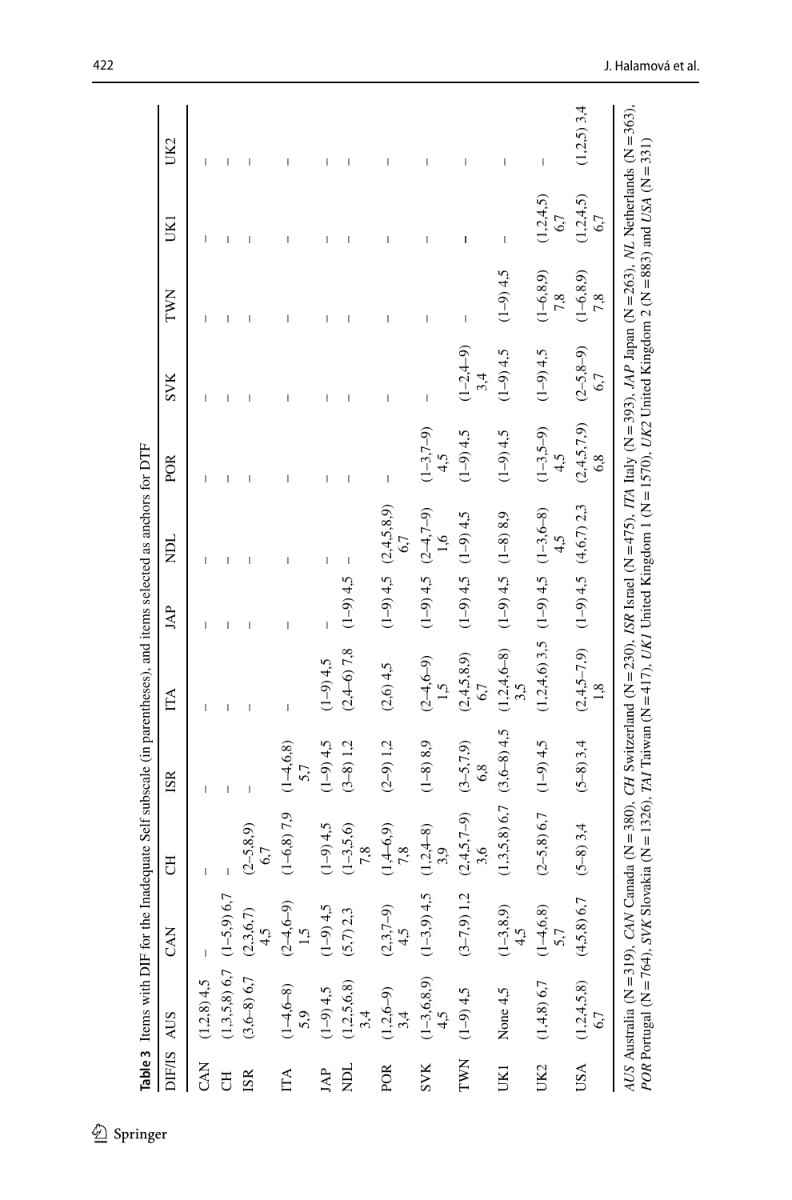**Table 3** Items with DIF for the Inadequate Self subscale (in parentheses), and items selected as anchors for DTF

| DIF/IS | AUS | CAN | CH | ISR | ITA | JAP | NDL | POR | SVK | TWN | UK1 | UK2 |
|---|---|---|---|---|---|---|---|---|---|---|---|---|
| CAN | (1,2,8) 4,5 | – | – | – | – | – | – | – | – | – | – | – |
| CH | (1,3,5,8) 6,7 | (1–5,9) 6,7 | – | – | – | – | – | – | – | – | – | – |
| ISR | (3,6–8) 6,7 | (2,3,6,7) 4,5 | (2–5,8,9) 6,7 | – | – | – | – | – | – | – | – | – |
| ITA | (1–4,6–8) 5,9 | (2–4,6–9) 1,5 | (1–6,8) 7,9 | (1–4,6,8) 5,7 | – | – | – | – | – | – | – | – |
| JAP | (1–9) 4,5 | (1–9) 4,5 | (1–9) 4,5 | (1–9) 4,5 | (1–9) 4,5 | – | – | – | – | – | – | – |
| NDL | (1,2,5,6,8) 3,4 | (5,7) 2,3 | (1–3,5,6) 7,8 | (3–8) 1,2 | (2,4–6) 7,8 | (1–9) 4,5 | – | – | – | – | – | – |
| POR | (1,2,6–9) 3,4 | (2,3,7–9) 4,5 | (1,4–6,9) 7,8 | (2–9) 1,2 | (2,6) 4,5 | (1–9) 4,5 | (2,4,5,8,9) 6,7 | – | – | – | – | – |
| SVK | (1–3,6,8,9) 4,5 | (1–3,9) 4,5 | (1,2,4–8) 3,9 | (1–8) 8,9 | (2–4,6–9) 1,5 | (1–9) 4,5 | (2–4,7–9) 1,6 | (1–3,7–9) 4,5 | – | – | – | – |
| TWN | (1–9) 4,5 | (3–7,9) 1,2 | (2,4,5,7–9) 3,6 | (3–5,7,9) 6,8 | (2,4,5,8,9) 6,7 | (1–9) 4,5 | (1–9) 4,5 | (1–9) 4,5 | (1–2,4–9) 3,4 | – | – | – |
| UK1 | None 4,5 | (1–3,8,9) 4,5 | (1,3,5,8) 6,7 | (3,6–8) 4,5 | (1,2,4,6–8) 3,5 | (1–9) 4,5 | (1–8) 8,9 | (1–9) 4,5 | (1–9) 4,5 | (1–9) 4,5 | – | – |
| UK2 | (1,4,8) 6,7 | (1–4,6,8) 5,7 | (2–5,8) 6,7 | (1–9) 4,5 | (1,2,4,6) 3,5 | (1–9) 4,5 | (1–3,6–8) 4,5 | (1–3,5–9) 4,5 | (1–9) 4,5 | (1–6,8,9) 7,8 | (1,2,4,5) 6,7 | – |
| USA | (1,2,4,5,8) 6,7 | (4,5,8) 6,7 | (5–8) 3,4 | (5–8) 3,4 | (2,4,5–7,9) 1,8 | (1–9) 4,5 | (4,6,7) 2,3 | (2,4,5,7,9) 6,8 | (2–5,8–9) 6,7 | (1–6,8,9) 7,8 | (1,2,4,5) 6,7 | (1,2,5) 3,4 |

*AUS* Australia (N = 319), *CAN* Canada (N = 380), *CH* Switzerland (N = 230), *ISR* Israel (N = 475), *ITA* Italy (N = 393), *JAP* Japan (N = 263), *NL* Netherlands (N = 363), *POR* Portugal (N = 764), *SVK* Slovakia (N = 1326), *TAI* Taiwan (N = 417), *UK1* United Kingdom 1 (N = 1570), *UK2* United Kingdom 2 (N = 883) and *USA* (N = 331)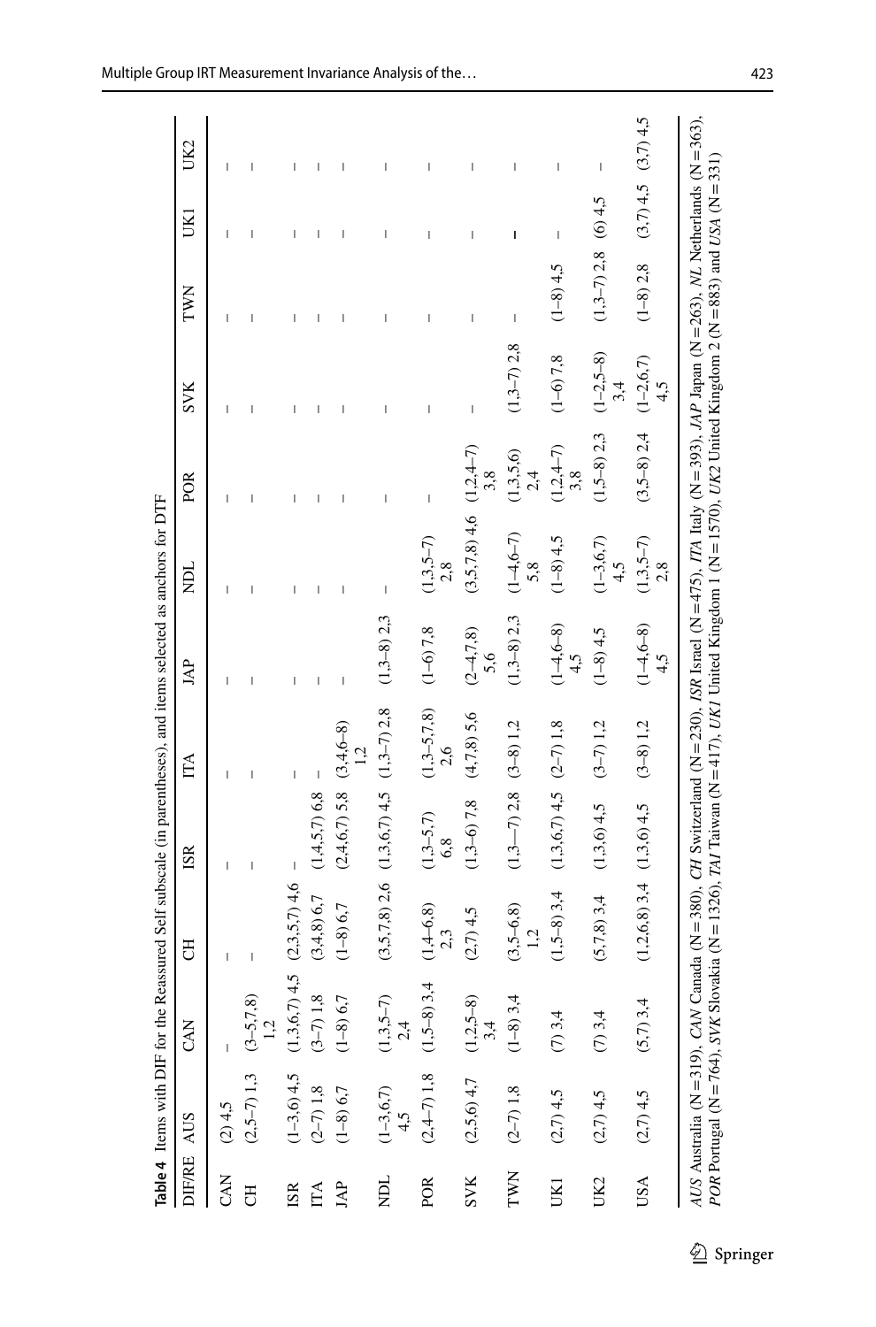**Table 4** Items with DIF for the Reassured Self subscale (in parentheses), and items selected as anchors for DTF

| DIF/RE | AUS | CAN | CH | ISR | ITA | JAP | NDL | POR | SVK | TWN | UK1 | UK2 |
|---|---|---|---|---|---|---|---|---|---|---|---|---|
| CAN | (2) 4,5 | – | – | – | – | – | – | – | – | – | – | – |
| CH | (2,5–7) 1,3 | (3–5,7,8) 1,2 | – | – | – | – | – | – | – | – | – | – |
| ISR | (1–3,6) 4,5 | (1,3,6,7) 4,5 | (2,3,5,7) 4,6 | – | – | – | – | – | – | – | – | – |
| ITA | (2–7) 1,8 | (3–7) 1,8 | (3,4,8) 6,7 | (1,4,5,7) 6,8 | – | – | – | – | – | – | – | – |
| JAP | (1–8) 6,7 | (1–8) 6,7 | (1–8) 6,7 | (2,4,6,7) 5,8 | (3,4,6–8) 1,2 | – | – | – | – | – | – | – |
| NDL | (1–3,6,7) 4,5 | (1,3,5–7) 2,4 | (3,5,7,8) 2,6 | (1,3,6,7) 4,5 | (1,3–7) 2,8 | (1,3–8) 2,3 | – | – | – | – | – | – |
| POR | (2,4–7) 1,8 | (1,5–8) 3,4 | (1,4–6,8) 2,3 | (1,3–5,7) 6,8 | (1,3–5,7,8) 2,6 | (1–6) 7,8 | (1,3,5–7) 2,8 | – | – | – | – | – |
| SVK | (2,5,6) 4,7 | (1,2,5–8) 3,4 | (2,7) 4,5 | (1,3–6) 7,8 | (4,7,8) 5,6 | (2–4,7,8) 5,6 | (3,5,7,8) 4,6 | (1,2,4–7) 3,8 | – | – | – | – |
| TWN | (2–7) 1,8 | (1–8) 3,4 | (3,5–6,8) 1,2 | (1,3—7) 2,8 | (3–8) 1,2 | (1,3–8) 2,3 | (1–4,6–7) 5,8 | (1,3,5,6) 2,4 | (1,3–7) 2,8 | – | – | – |
| UK1 | (2,7) 4,5 | (7) 3,4 | (1,5–8) 3,4 | (1,3,6,7) 4,5 | (2–7) 1,8 | (1–4,6–8) 4,5 | (1–8) 4,5 | (1,2,4–7) 3,8 | (1–6) 7,8 | (1–8) 4,5 | – | – |
| UK2 | (2,7) 4,5 | (7) 3,4 | (5,7,8) 3,4 | (1,3,6) 4,5 | (3–7) 1,2 | (1–8) 4,5 | (1–3,6,7) 4,5 | (1,5–8) 2,3 | (1–2,5–8) 3,4 | (1,3–7) 2,8 | (6) 4,5 | – |
| USA | (2,7) 4,5 | (5,7) 3,4 | (1,2,6,8) 3,4 | (1,3,6) 4,5 | (3–8) 1,2 | (1–4,6–8) 4,5 | (1,3,5–7) 2,8 | (3,5–8) 2,4 | (1–2,6,7) 4,5 | (1–8) 2,8 | (3,7) 4,5 | (3,7) 4,5 |

*AUS* Australia (N = 319), *CAN* Canada (N = 380), *CH* Switzerland (N = 230), *ISR* Israel (N = 475), *ITA* Italy (N = 393), *JAP* Japan (N = 263), *NL* Netherlands (N = 363), *POR* Portugal (N = 764), *SVK* Slovakia (N = 1326), *TAI* Taiwan (N = 417), *UK1* United Kingdom 1 (N = 1570), *UK2* United Kingdom 2 (N = 883) and *USA* (N = 331)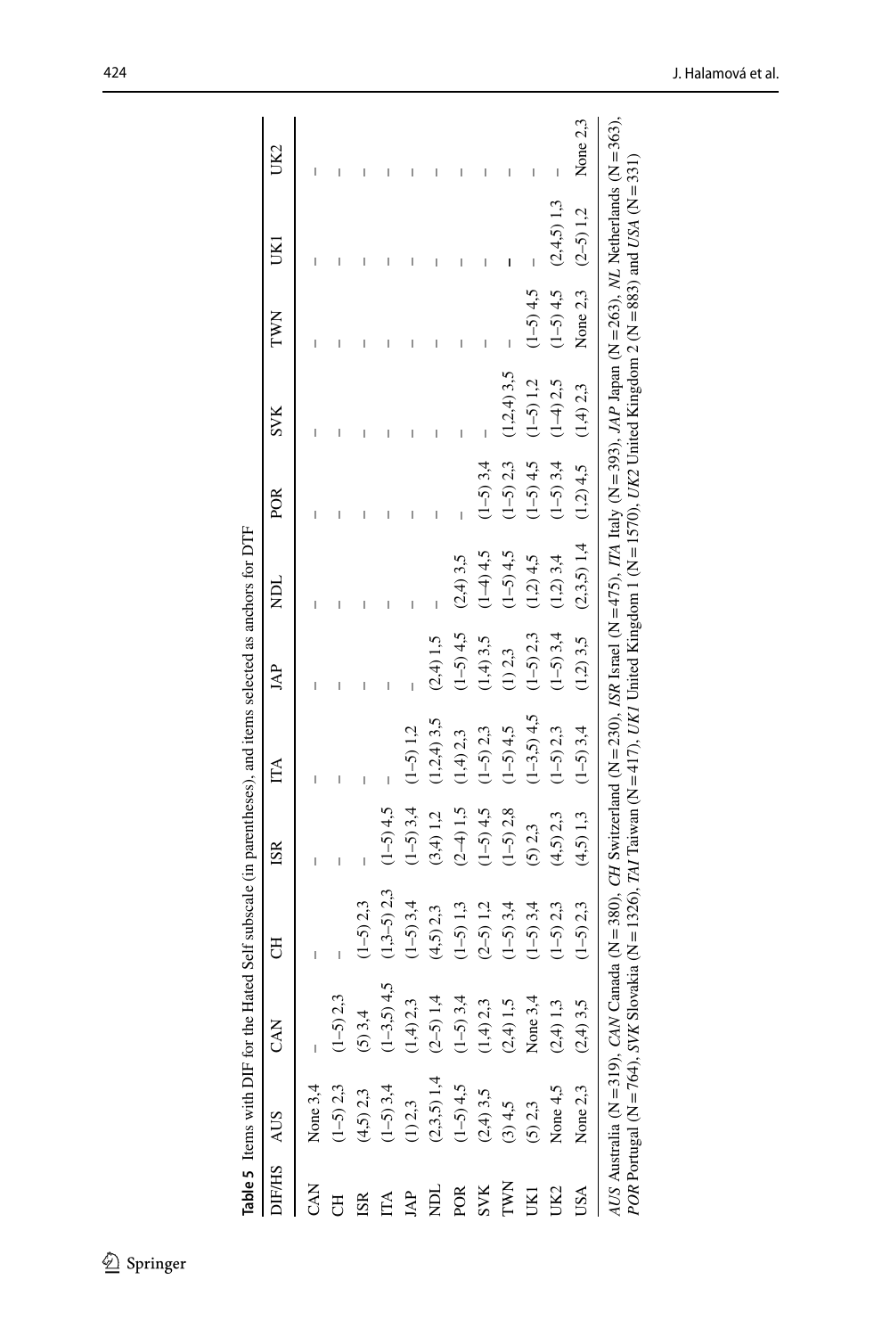**Table 5** Items with DIF for the Hated Self subscale (in parentheses), and items selected as anchors for DTF

| DIF/HS | AUS | CAN | CH | ISR | ITA | JAP | NDL | POR | SVK | TWN | UK1 | UK2 |
|---|---|---|---|---|---|---|---|---|---|---|---|---|
| CAN | None 3,4 | – | – | – | – | – | – | – | – | – | – | – |
| CH | (1–5) 2,3 | (1–5) 2,3 | – | – | – | – | – | – | – | – | – | – |
| ISR | (4,5) 2,3 | (5) 3,4 | (1–5) 2,3 | – | – | – | – | – | – | – | – | – |
| ITA | (1–5) 3,4 | (1–3,5) 4,5 | (1,3–5) 2,3 | (1–5) 4,5 | – | – | – | – | – | – | – | – |
| JAP | (1) 2,3 | (1,4) 2,3 | (1–5) 3,4 | (1–5) 3,4 | (1–5) 1,2 | – | – | – | – | – | – | – |
| NDL | (2,3,5) 1,4 | (2–5) 1,4 | (4,5) 2,3 | (3,4) 1,2 | (1,2,4) 3,5 | (2,4) 1,5 | – | – | – | – | – | – |
| POR | (1–5) 4,5 | (1–5) 3,4 | (1–5) 1,3 | (2–4) 1,5 | (1,4) 2,3 | (1–5) 4,5 | (2,4) 3,5 | – | – | – | – | – |
| SVK | (2,4) 3,5 | (1,4) 2,3 | (2–5) 1,2 | (1–5) 4,5 | (1–5) 2,3 | (1,4) 3,5 | (1–4) 4,5 | (1–5) 3,4 | – | – | – | – |
| TWN | (3) 4,5 | (2,4) 1,5 | (1–5) 3,4 | (1–5) 2,8 | (1–5) 4,5 | (1) 2,3 | (1–5) 4,5 | (1–5) 2,3 | (1,2,4) 3,5 | – | – | – |
| UK1 | (5) 2,3 | None 3,4 | (1–5) 3,4 | (5) 2,3 | (1–3,5) 4,5 | (1–5) 2,3 | (1,2) 4,5 | (1–5) 4,5 | (1–5) 1,2 | (1–5) 4,5 | – | – |
| UK2 | None 4,5 | (2,4) 1,3 | (1–5) 2,3 | (4,5) 2,3 | (1–5) 2,3 | (1–5) 3,4 | (1,2) 3,4 | (1–5) 3,4 | (1–4) 2,5 | (1–5) 4,5 | (2,4,5) 1,3 | – |
| USA | None 2,3 | (2,4) 3,5 | (1–5) 2,3 | (4,5) 1,3 | (1–5) 3,4 | (1,2) 3,5 | (2,3,5) 1,4 | (1,2) 4,5 | (1,4) 2,3 | None 2,3 | (2–5) 1,2 | None 2,3 |

*AUS* Australia (N = 319), *CAN* Canada (N = 380), *CH* Switzerland (N = 230), *ISR* Israel (N = 475), *ITA* Italy (N = 393), *JAP* Japan (N = 263), *NL* Netherlands (N = 363), *POR* Portugal (N = 764), *SVK* Slovakia (N = 1326), *TAI* Taiwan (N = 417), *UK1* United Kingdom 1 (N = 1570), *UK2* United Kingdom 2 (N = 883) and *USA* (N = 331)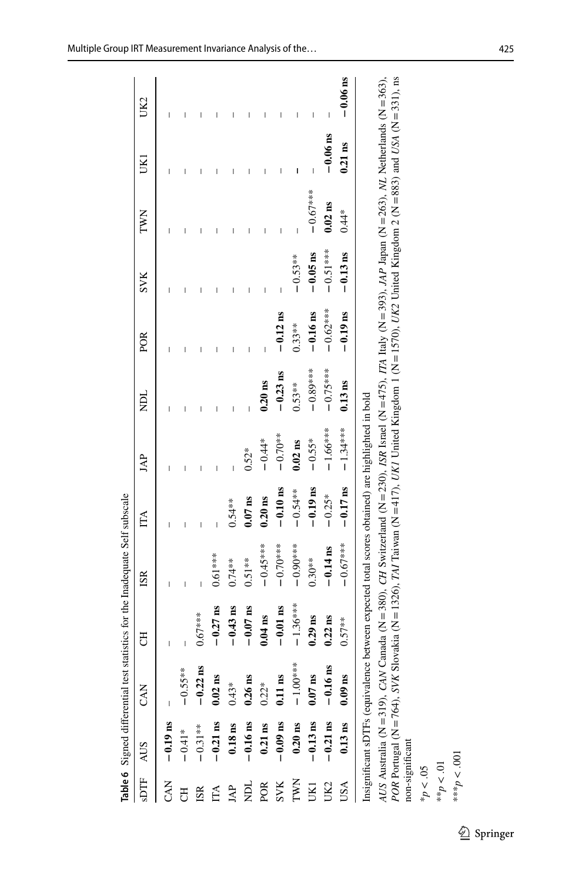**Table 6** Signed differential test statistics for the Inadequate Self subscale

| sDTF | AUS | CAN | CH | ISR | ITA | JAP | NDL | POR | SVK | TWN | UK1 | UK2 |
|---|---|---|---|---|---|---|---|---|---|---|---|---|
| CAN | **−0.19 ns** | – | – | – | – | – | – | – | – | – | – | – |
| CH | −0.41* | −0.55** | – | – | – | – | – | – | – | – | – | – |
| ISR | −0.31** | **−0.22 ns** | 0.67*** | – | – | – | – | – | – | – | – | – |
| ITA | **−0.21 ns** | **0.02 ns** | **−0.27 ns** | 0.61*** | – | – | – | – | – | – | – | – |
| JAP | **0.18 ns** | 0.43* | **−0.43 ns** | 0.74** | 0.54** | – | – | – | – | – | – | – |
| NDL | **−0.16 ns** | **0.26 ns** | **−0.07 ns** | 0.51** | **0.07 ns** | 0.52* | – | – | – | – | – | – |
| POR | **0.21 ns** | 0.22* | **0.04 ns** | −0.45*** | **0.20 ns** | −0.44* | **0.20 ns** | – | – | – | – | – |
| SVK | **−0.09 ns** | **0.11 ns** | **−0.01 ns** | −0.70*** | **−0.10 ns** | −0.70** | **−0.23 ns** | **−0.12 ns** | – | – | – | – |
| TWN | **0.20 ns** | −1.00*** | −1.36*** | −0.90*** | −0.54** | **0.02 ns** | 0.53** | 0.33** | −0.53** | – | – | – |
| UK1 | **−0.13 ns** | **0.07 ns** | **0.29 ns** | 0.30** | **−0.19 ns** | −0.55* | −0.89*** | **−0.16 ns** | **−0.05 ns** | −0.67*** | – | – |
| UK2 | **−0.21 ns** | **−0.16 ns** | **0.22 ns** | **−0.14 ns** | −0.25* | −1.66*** | −0.75*** | −0.62*** | −0.51*** | **0.02 ns** | **−0.06 ns** | – |
| USA | **0.13 ns** | **0.09 ns** | 0.57** | −0.67*** | **−0.17 ns** | −1.34*** | **0.13 ns** | **−0.19 ns** | **−0.13 ns** | 0.44* | **0.21 ns** | **−0.06 ns** |

Insignificant sDTFs (equivalence between expected total scores obtained) are highlighted in bold

*AUS* Australia (N = 319), *CAN* Canada (N = 380), *CH* Switzerland (N = 230), *ISR* Israel (N = 475), *ITA* Italy (N = 393), *JAP* Japan (N = 263), *NL* Netherlands (N = 363), *POR* Portugal (N = 764), *SVK* Slovakia (N = 1326), *TAI* Taiwan (N = 417), *UK1* United Kingdom 1 (N = 1570), *UK2* United Kingdom 2 (N = 883) and *USA* (N = 331), ns non-significant

$^{*}p < .05$

$^{**}p < .01$

$^{***}p < .001$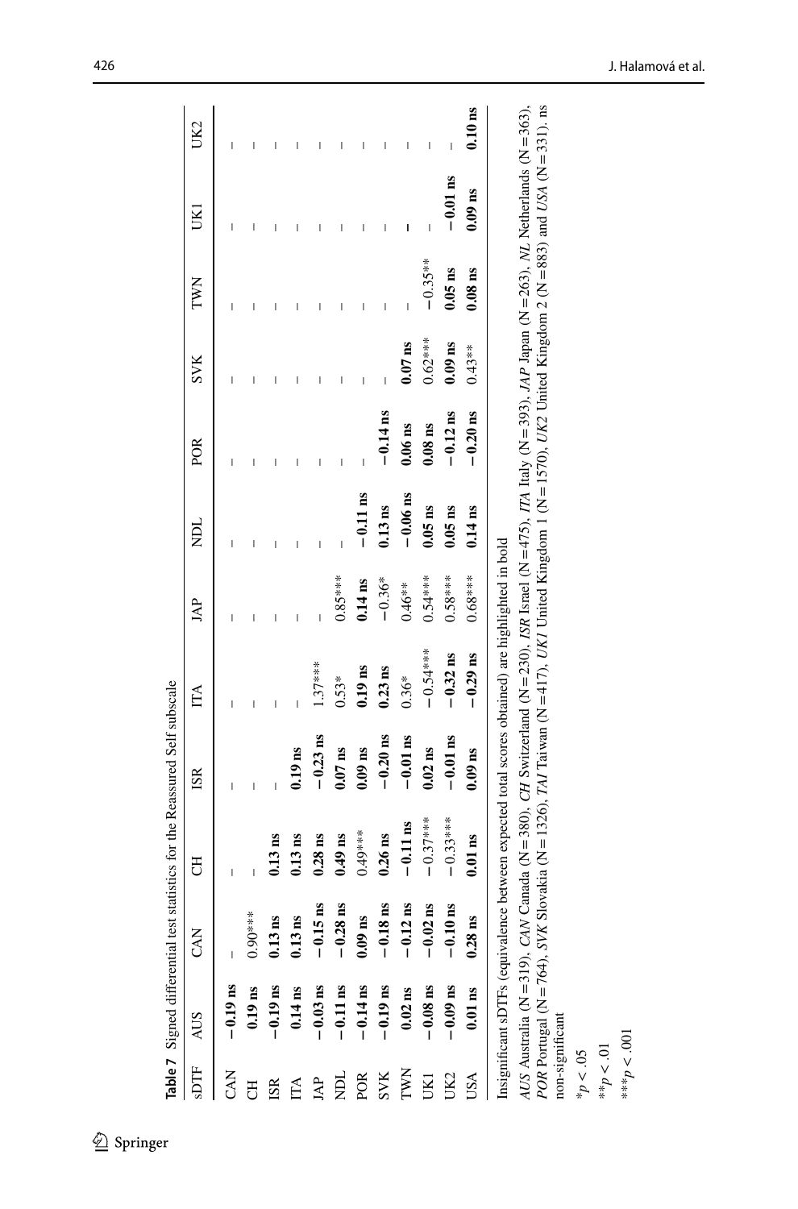**Table 7** Signed differential test statistics for the Reassured Self subscale

| sDTF | AUS | CAN | CH | ISR | ITA | JAP | NDL | POR | SVK | TWN | UK1 | UK2 |
|---|---|---|---|---|---|---|---|---|---|---|---|---|
| CAN | **−0.19 ns** | – | | | | | | | | | | |
| CH | **0.19 ns** | 0.90*** | – | | | | | | | | | |
| ISR | **−0.19 ns** | **0.13 ns** | **0.13 ns** | – | | | | | | | | |
| ITA | **0.14 ns** | **0.13 ns** | **0.13 ns** | **0.19 ns** | – | | | | | | | |
| JAP | **−0.03 ns** | **−0.15 ns** | **0.28 ns** | **−0.23 ns** | 1.37*** | – | | | | | | |
| NDL | **−0.11 ns** | **−0.28 ns** | **0.49 ns** | **0.07 ns** | 0.53* | 0.85*** | – | | | | | |
| POR | **−0.14 ns** | **0.09 ns** | 0.49*** | **0.09 ns** | **0.19 ns** | **0.14 ns** | **−0.11 ns** | – | | | | |
| SVK | **−0.19 ns** | **−0.18 ns** | **0.26 ns** | **−0.20 ns** | **0.23 ns** | −0.36* | **0.13 ns** | **−0.14 ns** | – | | | |
| TWN | **0.02 ns** | **−0.12 ns** | **−0.11 ns** | **−0.01 ns** | 0.36* | 0.46** | **−0.06 ns** | **0.06 ns** | **0.07 ns** | – | | |
| UK1 | **−0.08 ns** | **−0.02 ns** | −0.37*** | **0.02 ns** | −0.54*** | 0.54*** | **0.05 ns** | **0.08 ns** | 0.62*** | −0.35** | – | |
| UK2 | **−0.09 ns** | **−0.10 ns** | −0.33*** | **−0.01 ns** | **−0.32 ns** | 0.58*** | **0.05 ns** | **−0.12 ns** | **0.09 ns** | **0.05 ns** | **−0.01 ns** | – |
| USA | **0.01 ns** | **0.28 ns** | **0.01 ns** | **0.09 ns** | **−0.29 ns** | 0.68*** | **0.14 ns** | **−0.20 ns** | 0.43** | **0.08 ns** | **0.09 ns** | **0.10 ns** |

Insignificant sDTFs (equivalence between expected total scores obtained) are highlighted in bold

*AUS* Australia (N = 319), *CAN* Canada (N = 380), *CH* Switzerland (N = 230), *ISR* Israel (N = 475), *ITA* Italy (N = 393), *JAP* Japan (N = 263), *NL* Netherlands (N = 363), *POR* Portugal (N = 764), *SVK* Slovakia (N = 1326), *TAI* Taiwan (N = 417), *UK1* United Kingdom 1 (N = 1570), *UK2* United Kingdom 2 (N = 883) and *USA* (N = 331). ns non-significant

*$p < .05$

**$p < .01$

***$p < .001$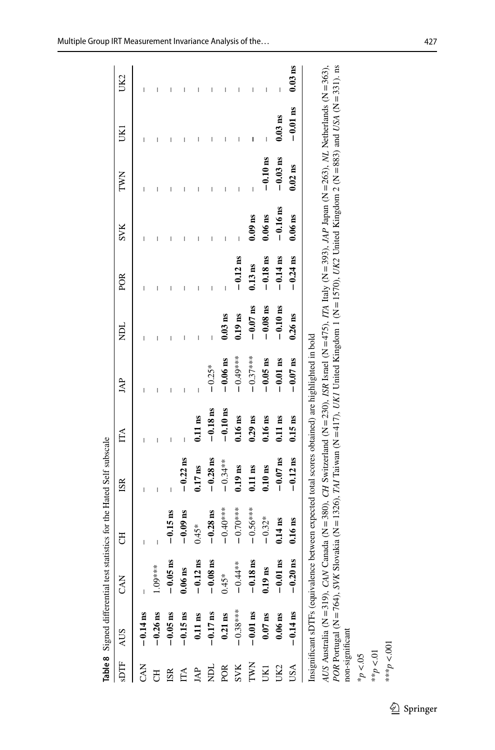**Table 8** Signed differential test statistics for the Hated Self subscale

| sDTF | AUS | CAN | CH | ISR | ITA | JAP | NDL | POR | SVK | TWN | UK1 | UK2 |
|---|---|---|---|---|---|---|---|---|---|---|---|---|
| CAN | **−0.14 ns** | – | – | – | – | – | – | – | – | – | – | – |
| CH | **−0.26 ns** | 1.09*** | – | – | – | – | – | – | – | – | – | – |
| ISR | **−0.05 ns** | **−0.05 ns** | **−0.15 ns** | – | – | – | – | – | – | – | – | – |
| ITA | **−0.15 ns** | **0.06 ns** | **−0.09 ns** | **−0.22 ns** | – | – | – | – | – | – | – | – |
| JAP | **0.11 ns** | **−0.12 ns** | 0.45* | **0.17 ns** | **0.11 ns** | – | – | – | – | – | – | – |
| NDL | **−0.17 ns** | **−0.08 ns** | **−0.28 ns** | **−0.28 ns** | **−0.18 ns** | −0.25* | – | – | – | – | – | – |
| POR | **0.21 ns** | 0.45* | −0.40*** | −0.34** | **−0.10 ns** | **−0.06 ns** | **0.03 ns** | – | – | – | – | – |
| SVK | −0.38*** | −0.44** | −0.70*** | **0.19 ns** | **0.16 ns** | −0.49*** | **0.19 ns** | **−0.12 ns** | – | – | – | – |
| TWN | **−0.01 ns** | **−0.18 ns** | −0.56*** | **0.11 ns** | **0.29 ns** | −0.37*** | **−0.07 ns** | **0.13 ns** | **0.09 ns** | – | – | – |
| UK1 | **0.07 ns** | **0.19 ns** | −0.32* | **0.10 ns** | **0.16 ns** | **−0.05 ns** | **−0.08 ns** | **−0.18 ns** | **0.06 ns** | **−0.10 ns** | – | – |
| UK2 | **0.06 ns** | **−0.01 ns** | **0.14 ns** | **−0.07 ns** | **0.11 ns** | **−0.01 ns** | **−0.10 ns** | **−0.14 ns** | **−0.16 ns** | **−0.03 ns** | **0.03 ns** | – |
| USA | **−0.14 ns** | **−0.20 ns** | **0.16 ns** | **−0.12 ns** | **0.15 ns** | **−0.07 ns** | **0.26 ns** | **−0.24 ns** | **0.06 ns** | **0.02 ns** | **−0.01 ns** | **0.03 ns** |

Insignificant sDTFs (equivalence between expected total scores obtained) are highlighted in bold

*AUS* Australia (N = 319), *CAN* Canada (N = 380), *CH* Switzerland (N = 230), *ISR* Israel (N = 475), *ITA* Italy (N = 393), *JAP* Japan (N = 263), *NL* Netherlands (N = 363), *POR* Portugal (N = 764), *SVK* Slovakia (N = 1326), *TAI* Taiwan (N = 417), *UK1* United Kingdom 1 (N = 1570), *UK2* United Kingdom 2 (N = 883) and *USA* (N = 331). ns non-significant

*$p < .05$

**$p < .01$

***$p < .001$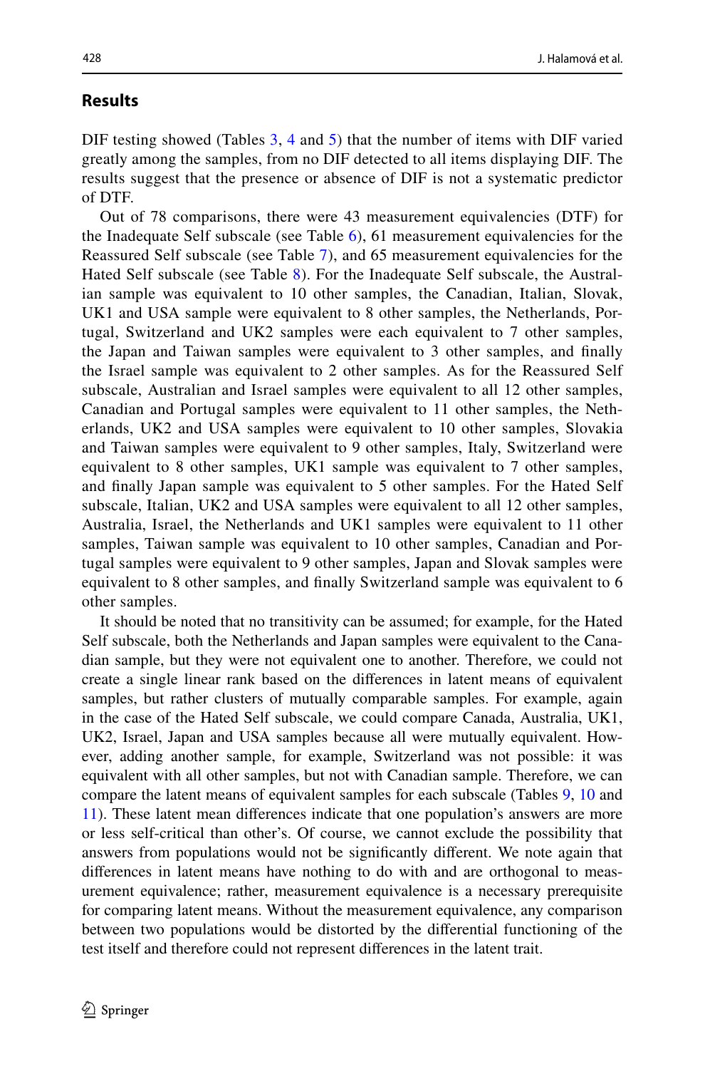## Results

DIF testing showed (Tables 3, 4 and 5) that the number of items with DIF varied greatly among the samples, from no DIF detected to all items displaying DIF. The results suggest that the presence or absence of DIF is not a systematic predictor of DTF.

Out of 78 comparisons, there were 43 measurement equivalencies (DTF) for the Inadequate Self subscale (see Table 6), 61 measurement equivalencies for the Reassured Self subscale (see Table 7), and 65 measurement equivalencies for the Hated Self subscale (see Table 8). For the Inadequate Self subscale, the Australian sample was equivalent to 10 other samples, the Canadian, Italian, Slovak, UK1 and USA sample were equivalent to 8 other samples, the Netherlands, Portugal, Switzerland and UK2 samples were each equivalent to 7 other samples, the Japan and Taiwan samples were equivalent to 3 other samples, and finally the Israel sample was equivalent to 2 other samples. As for the Reassured Self subscale, Australian and Israel samples were equivalent to all 12 other samples, Canadian and Portugal samples were equivalent to 11 other samples, the Netherlands, UK2 and USA samples were equivalent to 10 other samples, Slovakia and Taiwan samples were equivalent to 9 other samples, Italy, Switzerland were equivalent to 8 other samples, UK1 sample was equivalent to 7 other samples, and finally Japan sample was equivalent to 5 other samples. For the Hated Self subscale, Italian, UK2 and USA samples were equivalent to all 12 other samples, Australia, Israel, the Netherlands and UK1 samples were equivalent to 11 other samples, Taiwan sample was equivalent to 10 other samples, Canadian and Portugal samples were equivalent to 9 other samples, Japan and Slovak samples were equivalent to 8 other samples, and finally Switzerland sample was equivalent to 6 other samples.

It should be noted that no transitivity can be assumed; for example, for the Hated Self subscale, both the Netherlands and Japan samples were equivalent to the Canadian sample, but they were not equivalent one to another. Therefore, we could not create a single linear rank based on the differences in latent means of equivalent samples, but rather clusters of mutually comparable samples. For example, again in the case of the Hated Self subscale, we could compare Canada, Australia, UK1, UK2, Israel, Japan and USA samples because all were mutually equivalent. However, adding another sample, for example, Switzerland was not possible: it was equivalent with all other samples, but not with Canadian sample. Therefore, we can compare the latent means of equivalent samples for each subscale (Tables 9, 10 and 11). These latent mean differences indicate that one population's answers are more or less self-critical than other's. Of course, we cannot exclude the possibility that answers from populations would not be significantly different. We note again that differences in latent means have nothing to do with and are orthogonal to measurement equivalence; rather, measurement equivalence is a necessary prerequisite for comparing latent means. Without the measurement equivalence, any comparison between two populations would be distorted by the differential functioning of the test itself and therefore could not represent differences in the latent trait.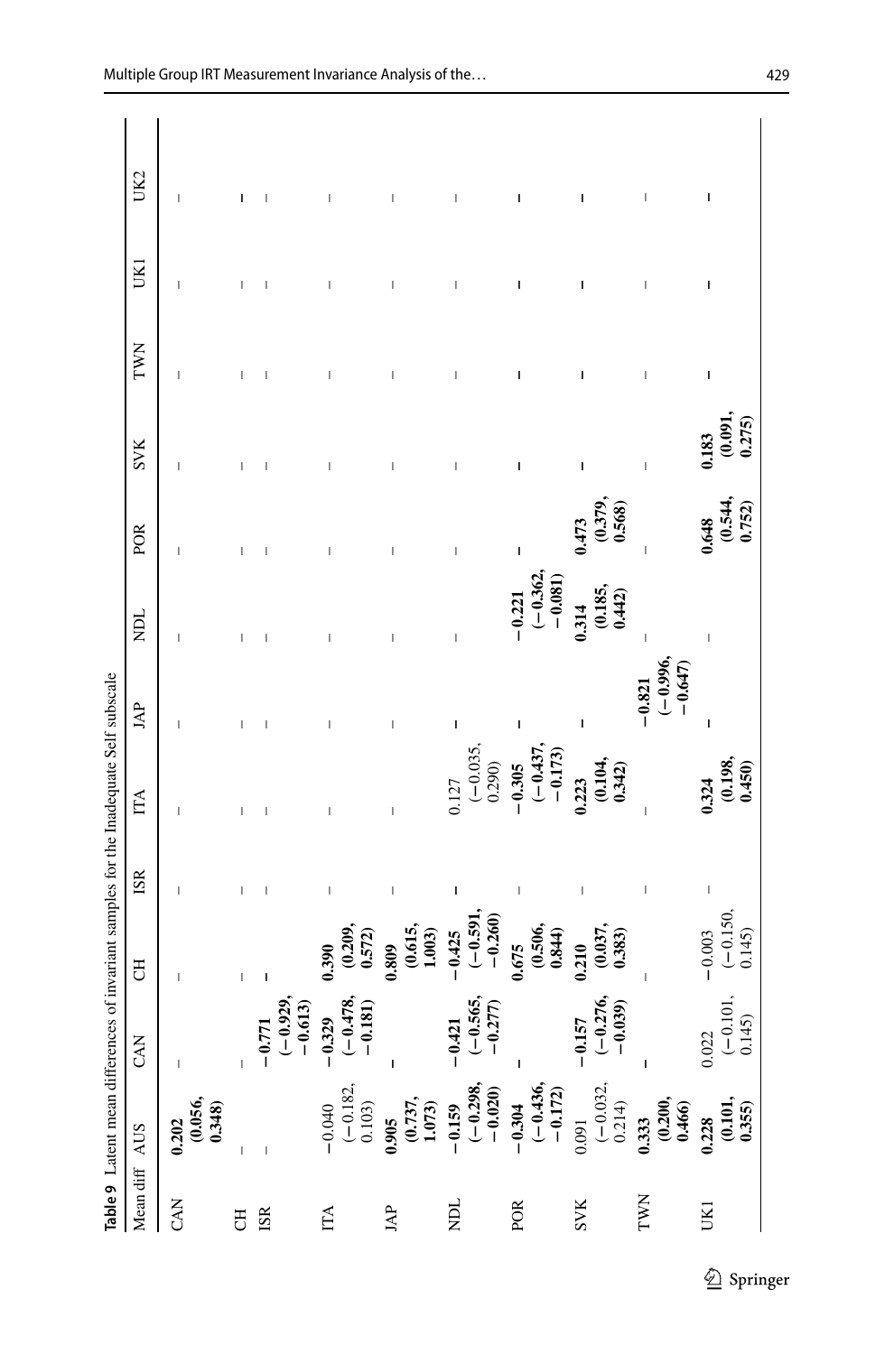**Table 9** Latent mean differences of invariant samples for the Inadequate Self subscale

| Mean diff | AUS | CAN | CH | ISR | ITA | JAP | NDL | POR | SVK | TWN | UK1 | UK2 |
|---|---|---|---|---|---|---|---|---|---|---|---|---|
| CAN | **0.202 (0.056, 0.348)** | – | – | – | – | – | – | – | – | – | – | – |
| CH | – | – | – | – | – | – | – | – | – | – | – | – |
| ISR | – | **−0.771 (−0.929, −0.613)** | – | – | – | – | – | – | – | – | – | – |
| ITA | −0.040 (−0.182, 0.103) | **−0.329 (−0.478, −0.181)** | **0.390 (0.209, 0.572)** | – | – | – | – | – | – | – | – | – |
| JAP | **0.905 (0.737, 1.073)** | – | **0.809 (0.615, 1.003)** | – | – | – | – | – | – | – | – | – |
| NDL | **−0.159 (−0.298, −0.020)** | **−0.421 (−0.565, −0.277)** | **−0.425 (−0.591, −0.260)** | – | 0.127 (−0.035, 0.290) | – | – | – | – | – | – | – |
| POR | **−0.304 (−0.436, −0.172)** | – | **0.675 (0.506, 0.844)** | – | **−0.305 (−0.437, −0.173)** | – | **−0.221 (−0.362, −0.081)** | – | – | – | – | – |
| SVK | 0.091 (−0.032, 0.214) | **−0.157 (−0.276, −0.039)** | **0.210 (0.037, 0.383)** | – | **0.223 (0.104, 0.342)** | – | **0.314 (0.185, 0.442)** | **0.473 (0.379, 0.568)** | – | – | – | – |
| TWN | **0.333 (0.200, 0.466)** | – | – | – | – | **−0.821 (−0.996, −0.647)** | – | – | – | – | – | – |
| UK1 | **0.228 (0.101, 0.355)** | 0.022 (−0.101, 0.145) | −0.003 (−0.150, 0.145) | – | **0.324 (0.198, 0.450)** | – | – | **0.648 (0.544, 0.752)** | **0.183 (0.091, 0.275)** | – | – | – |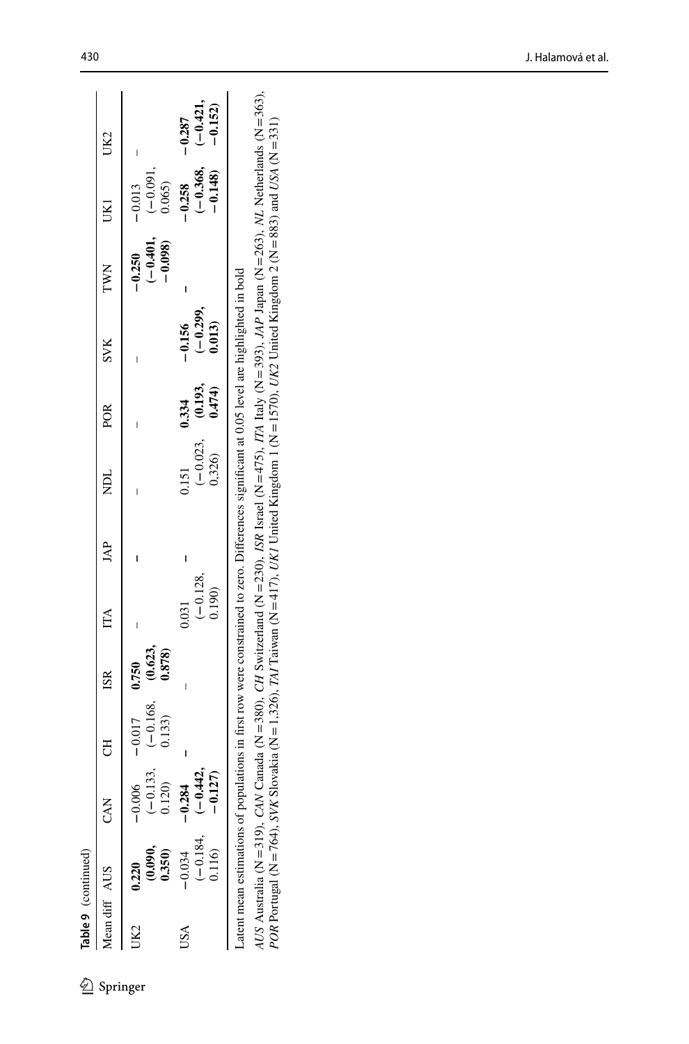**Table 9** (continued)

| Mean diff | AUS | CAN | CH | ISR | ITA | JAP | NDL | POR | SVK | TWN | UK1 | UK2 |
|---|---|---|---|---|---|---|---|---|---|---|---|---|
| UK2 | **0.220 (0.090, 0.350)** | −0.006 (−0.133, 0.120) | −0.017 (−0.168, 0.133) | **0.750 (0.623, 0.878)** | – | **–** | – | – | – | **−0.250 (−0.401, −0.098)** | −0.013 (−0.091, 0.065) | – |
| USA | −0.034 (−0.184, 0.116) | **−0.284 (−0.442, −0.127)** | **–** | – | 0.031 (−0.128, 0.190) | **–** | 0.151 (−0.023, 0,326) | **0.334 (0.193, 0.474)** | **−0.156 (−0.299, 0.013)** | **–** | **−0.258 (−0.368, −0.148)** | **−0.287 (−0.421, −0.152)** |

Latent mean estimations of populations in first row were constrained to zero. Differences significant at 0.05 level are highlighted in bold

*AUS* Australia (N = 319), *CAN* Canada (N = 380), *CH* Switzerland (N = 230), *ISR* Israel (N = 475), *ITA* Italy (N = 393), *JAP* Japan (N = 263), *NL* Netherlands (N = 363), *POR* Portugal (N = 764), *SVK* Slovakia (N = 1,326), *TAI* Taiwan (N = 417), *UK1* United Kingdom 1 (N = 1570), *UK2* United Kingdom 2 (N = 883) and *USA* (N = 331)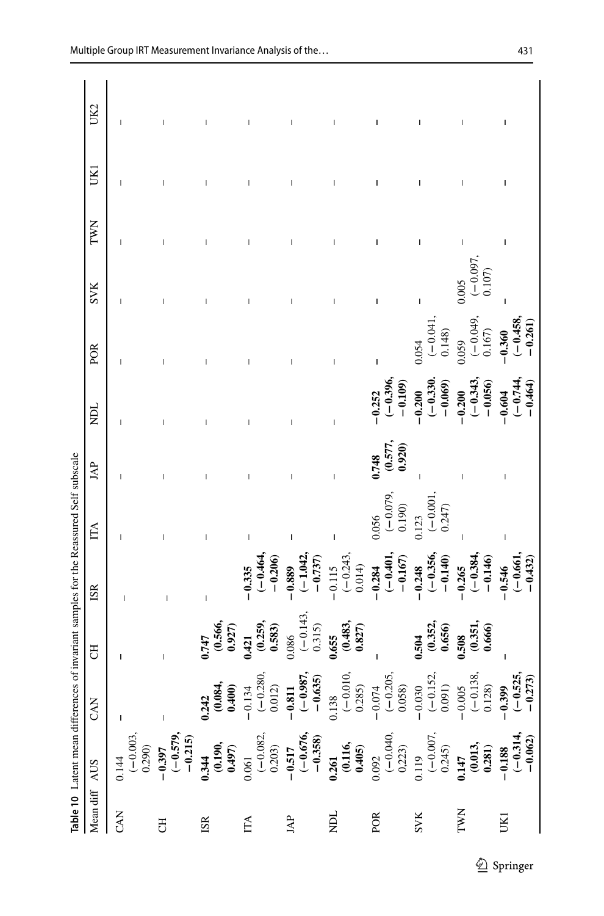**Table 10** Latent mean differences of invariant samples for the Reassured Self subscale

| Mean diff | AUS | CAN | CH | ISR | ITA | JAP | NDL | POR | SVK | TWN | UK1 | UK2 |
|---|---|---|---|---|---|---|---|---|---|---|---|---|
| CAN | 0.144 (−0.003, 0.290) | – | – | – | – | – | – | – | – | – | – | – |
| CH | **−0.397 (−0.579, −0.215)** | – | – | – | – | – | – | – | – | – | – | – |
| ISR | **0.344 (0.190, 0.497)** | **0.242 (0.084, 0.400)** | **0.747 (0.566, 0.927)** | – | – | – | – | – | – | – | – | – |
| ITA | 0.061 (−0.082, 0.203) | −0.134 (−0.280, 0.012) | **0.421 (0.259, 0.583)** | **−0.335 (−0.464, −0.206)** | – | – | – | – | – | – | – | – |
| JAP | **−0.517 (−0.676, −0.358)** | **−0.811 (−0.987, −0.635)** | 0.086 (−0.143, 0.315) | **−0.889 (−1.042, −0.737)** | – | – | – | – | – | – | – | – |
| NDL | **0.261 (0.116, 0.405)** | 0.138 (−0.010, 0.285) | **0.655 (0.483, 0.827)** | −0.115 (−0.243, 0.014) | – | – | – | – | – | – | – | – |
| POR | 0.092 (−0.040, 0.223) | −0.074 (−0.205, 0.058) | – | **−0.284 (−0.401, −0.167)** | 0.056 (−0.079, 0.190) | **0.748 (0.577, 0.920)** | **−0.252 (−0.396, −0.109)** | – | – | – | – | – |
| SVK | 0.119 (−0.007, 0.245) | −0.030 (−0.152, 0.091) | **0.504 (0.352, 0.656)** | **−0.248 (−0.356, −0.140)** | 0.123 (−0.001, 0.247) | – | **−0.200 (−0.330. −0.069)** | 0.054 (−0.041, 0.148) | – | – | – | – |
| TWN | **0.147 (0.013, 0.281)** | −0.005 (−0.138, 0.128) | **0.508 (0.351, 0.666)** | **−0.265 (−0.384, −0.146)** | – | – | **−0.200 (−0.343, −0.056)** | 0.059 (−0.049, 0.167) | 0.005 (−0.097, 0.107) | – | – | – |
| UK1 | **−0.188 (−0.314, −0.062)** | **−0.399 (−0.525, −0.273)** | – | **−0.546 (−0.661, −0.432)** | – | – | **−0.604 (−0.744, −0.464)** | **−0.360 (−0.458, −0.261)** | – | – | – | – |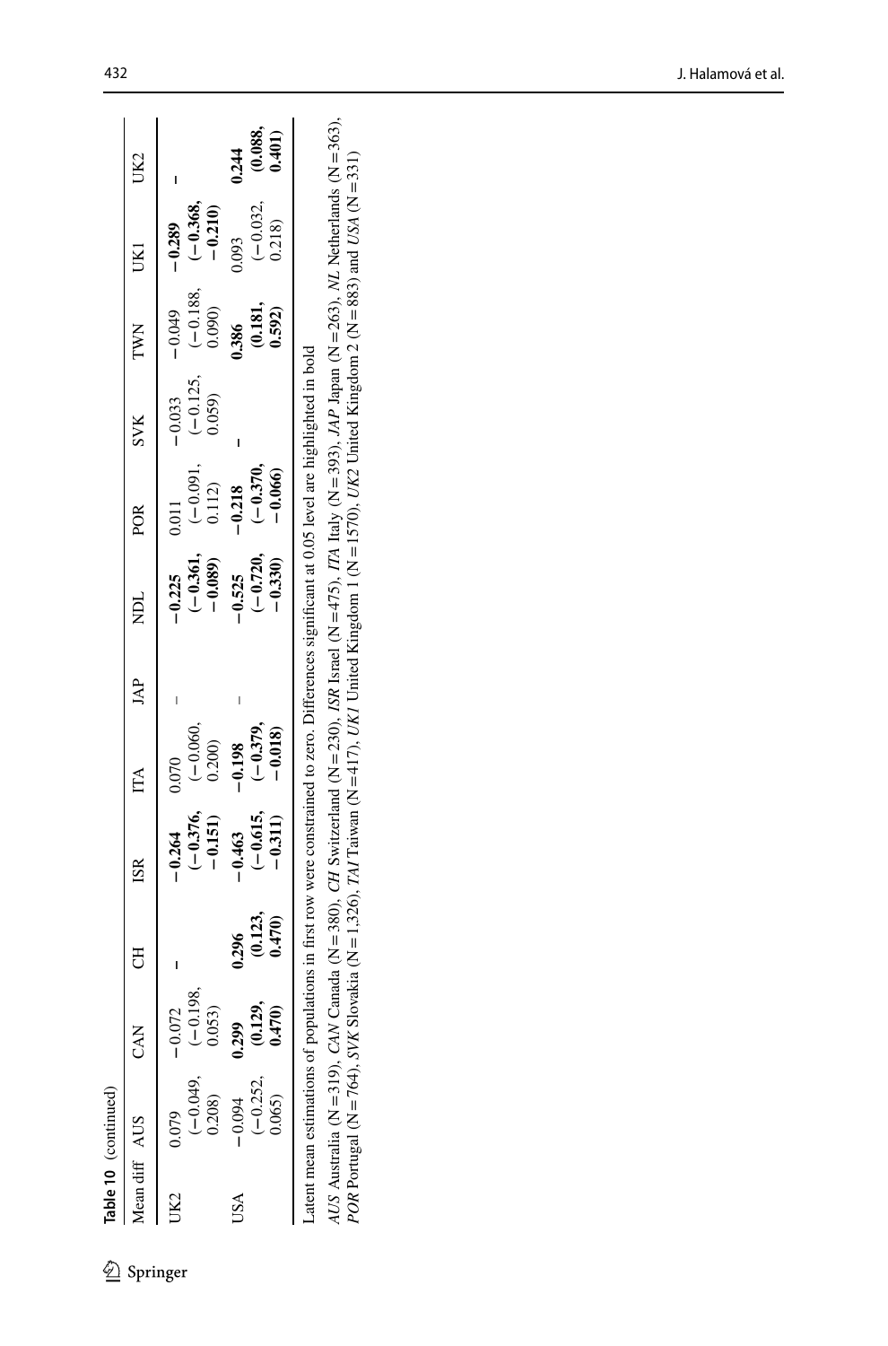**Table 10** (continued)

| Mean diff | AUS | CAN | CH | ISR | ITA | JAP | NDL | POR | SVK | TWN | UK1 | UK2 |
|---|---|---|---|---|---|---|---|---|---|---|---|---|
| UK2 | 0.079 (−0.049, 0.208) | −0.072 (−0.198, 0.053) | – | **−0.264 (−0.376, −0.151)** | 0.070 (−0.060, 0.200) | – | **−0.225 (−0.361, −0.089)** | 0.011 (−0.091, 0.112) | −0.033 (−0.125, 0.059) | −0.049 (−0.188, 0.090) | **−0.289 (−0.368, −0.210)** | – |
| USA | −0.094 (−0.252, 0.065) | **0.299 (0.129, 0.470)** | **0.296 (0.123, 0.470)** | **−0.463 (−0.615, −0.311)** | **−0.198 (−0.379, −0.018)** | – | **−0.525 (−0.720, −0.330)** | **−0.218 (−0.370, −0.066)** | – | **0.386 (0.181, 0.592)** | 0.093 (−0.032, 0.218) | **0.244 (0.088, 0.401)** |

Latent mean estimations of populations in first row were constrained to zero. Differences significant at 0.05 level are highlighted in bold

*AUS* Australia (N = 319), *CAN* Canada (N = 380), *CH* Switzerland (N = 230), *ISR* Israel (N = 475), *ITA* Italy (N = 393), *JAP* Japan (N = 263), *NL* Netherlands (N = 363), *POR* Portugal (N = 764), *SVK* Slovakia (N = 1,326), *TAI* Taiwan (N = 417), *UK1* United Kingdom 1 (N = 1570), *UK2* United Kingdom 2 (N = 883) and *USA* (N = 331)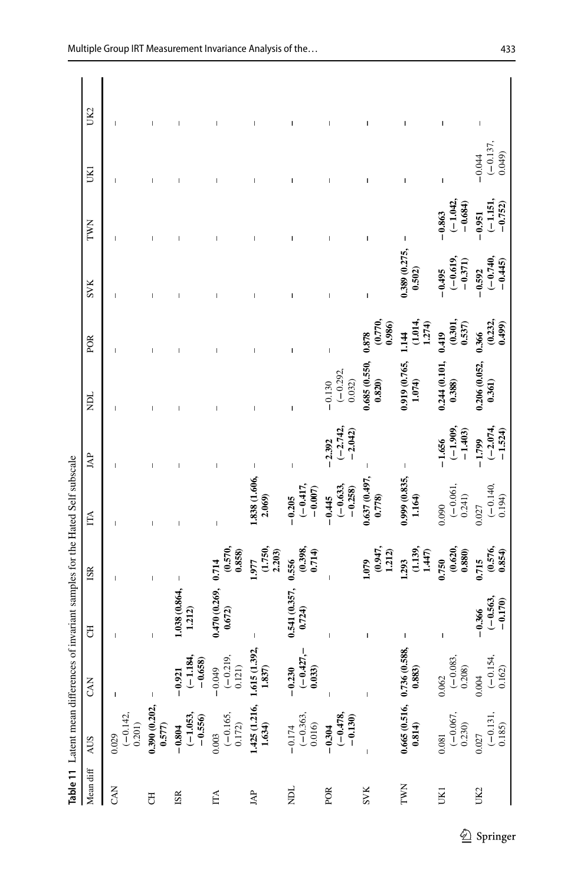**Table 11** Latent mean differences of invariant samples for the Hated Self subscale

| Mean diff | AUS | CAN | CH | ISR | ITA | JAP | NDL | POR | SVK | TWN | UK1 | UK2 |
|---|---|---|---|---|---|---|---|---|---|---|---|---|
| CAN | 0.029 (−0.142, 0.201) | – | – | – | – | – | – | – | – | – | – | – |
| CH | **0.390 (0.202, 0.577)** | – | – | – | – | – | – | – | – | – | – | – |
| ISR | **−0.804 (−1.053, −0.556)** | **−0.921 (−1.184, −0.658)** | **1.038 (0.864, 1.212)** | – | – | – | – | – | – | – | – | – |
| ITA | 0.003 (−0.165, 0.172) | −0.049 (−0.219, 0.121) | **0.470 (0.269, 0.672)** | **0.714 (0.570, 0.858)** | – | – | – | – | – | – | – | – |
| JAP | **1.425 (1.216, 1.634)** | **1.615 (1.392, 1.837)** | – | **1.977 (1.750, 2.203)** | **1.838 (1.606, 2.069)** | – | – | – | – | – | – | – |
| NDL | −0.174 (−0.363, 0.016) | **−0.230 (−0.427, −0.033)** | **0.541 (0.357, 0.724)** | **0.556 (0.398, 0.714)** | **−0.205 (−0.417, −0.007)** | – | – | – | – | – | – | – |
| POR | **−0.304 (−0.478, −0.130)** | – | – | – | **−0.445 (−0.633, −0.258)** | **−2.392 (−2.742, −2.042)** | −0.130 (−0.292, 0.032) | – | – | – | – | – |
| SVK | – | – | – | **1.079 (0.947, 1.212)** | **0.637 (0.497, 0.778)** | – | **0.685 (0.550, 0.820)** | **0.878 (0.770, 0.986)** | – | – | – | – |
| TWN | **0.665 (0.516, 0.814)** | **0.736 (0.588, 0.883)** | – | **1.293 (1.139, 1.447)** | **0.999 (0.835, 1.164)** | – | **0.919 (0.765, 1.074)** | **1.144 (1.014, 1.274)** | **0.389 (0.275, 0.502)** | – | – | – |
| UK1 | 0.081 (−0.067, 0.230) | 0.062 (−0.083, 0.208) | – | **0.750 (0.620, 0.880)** | 0.090 (−0.061, 0.241) | **−1.656 (−1.909, −1.403)** | **0.244 (0.101, 0.388)** | **0.419 (0.301, 0.537)** | **−0.495 (−0.619, −0.371)** | **−0.863 (−1.042, −0.684)** | – | – |
| UK2 | 0.027 (−0.131, 0.185) | 0.004 (−0.154, 0.162) | **−0.366 (−0.563, −0.170)** | **0.715 (0.576, 0.854)** | 0.027 (−0.140, 0.194) | **−1.799 (−2.074, −1.524)** | **0.206 (0.052, 0.361)** | **0.366 (0.232, 0.499)** | **−0.592 (−0.740, −0.445)** | **−0.951 (−1.151, −0.752)** | −0.044 (−0.137, 0.049) | – |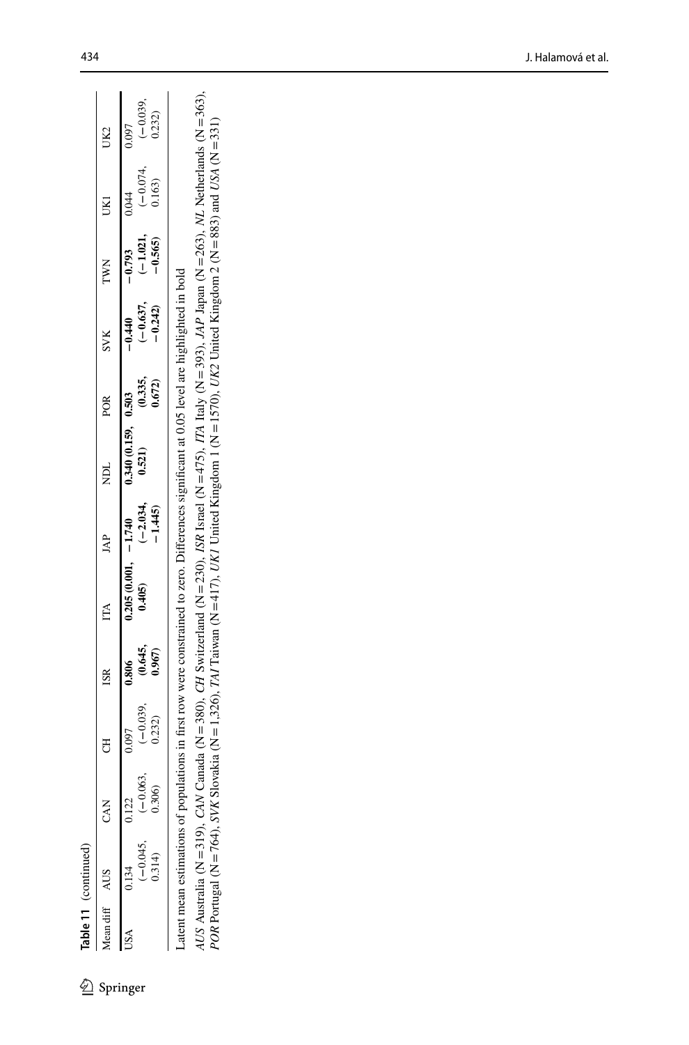**Table 11** (continued)

| Mean diff | AUS | CAN | CH | ISR | ITA | JAP | NDL | POR | SVK | TWN | UK1 | UK2 |
|---|---|---|---|---|---|---|---|---|---|---|---|---|
| USA | 0.134 (−0.045, 0.314) | 0.122 (−0.063, 0.306) | 0.097 (−0.039, 0.232) | **0.806 (0.645, 0.967)** | **0.205 (0.001, 0.405)** | **−1.740 (−2.034, −1.445)** | **0.340 (0.159, 0.521)** | **0.503 (0.335, 0.672)** | **−0.440 (−0.637, −0.242)** | **−0.793 (−1.021, −0.565)** | 0.044 (−0.074, 0.163) | 0.097 (−0.039, 0.232) |

Latent mean estimations of populations in first row were constrained to zero. Differences significant at 0.05 level are highlighted in bold

*AUS* Australia (N=319), *CAN* Canada (N=380), *CH* Switzerland (N=230), *ISR* Israel (N=475), *ITA* Italy (N=393), *JAP* Japan (N=263), *NL* Netherlands (N=363), *POR* Portugal (N=764), *SVK* Slovakia (N=1.326), *TAI* Taiwan (N=417), *UK1* United Kingdom 1 (N=1570), *UK2* United Kingdom 2 (N=883) and *USA* (N=331)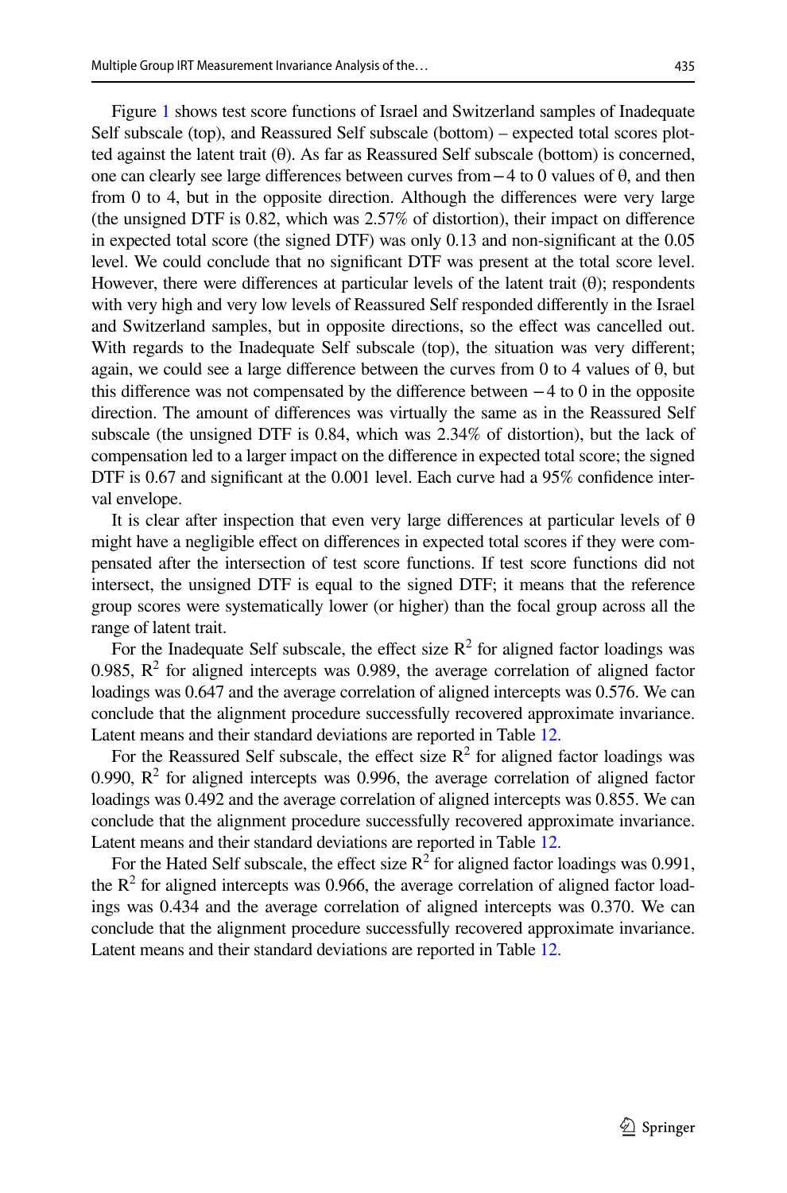Figure 1 shows test score functions of Israel and Switzerland samples of Inadequate Self subscale (top), and Reassured Self subscale (bottom) – expected total scores plotted against the latent trait (θ). As far as Reassured Self subscale (bottom) is concerned, one can clearly see large differences between curves from −4 to 0 values of θ, and then from 0 to 4, but in the opposite direction. Although the differences were very large (the unsigned DTF is 0.82, which was 2.57% of distortion), their impact on difference in expected total score (the signed DTF) was only 0.13 and non-significant at the 0.05 level. We could conclude that no significant DTF was present at the total score level. However, there were differences at particular levels of the latent trait (θ); respondents with very high and very low levels of Reassured Self responded differently in the Israel and Switzerland samples, but in opposite directions, so the effect was cancelled out. With regards to the Inadequate Self subscale (top), the situation was very different; again, we could see a large difference between the curves from 0 to 4 values of θ, but this difference was not compensated by the difference between −4 to 0 in the opposite direction. The amount of differences was virtually the same as in the Reassured Self subscale (the unsigned DTF is 0.84, which was 2.34% of distortion), but the lack of compensation led to a larger impact on the difference in expected total score; the signed DTF is 0.67 and significant at the 0.001 level. Each curve had a 95% confidence interval envelope.

It is clear after inspection that even very large differences at particular levels of θ might have a negligible effect on differences in expected total scores if they were compensated after the intersection of test score functions. If test score functions did not intersect, the unsigned DTF is equal to the signed DTF; it means that the reference group scores were systematically lower (or higher) than the focal group across all the range of latent trait.

For the Inadequate Self subscale, the effect size $R^2$ for aligned factor loadings was 0.985, $R^2$ for aligned intercepts was 0.989, the average correlation of aligned factor loadings was 0.647 and the average correlation of aligned intercepts was 0.576. We can conclude that the alignment procedure successfully recovered approximate invariance. Latent means and their standard deviations are reported in Table 12.

For the Reassured Self subscale, the effect size $R^2$ for aligned factor loadings was 0.990, $R^2$ for aligned intercepts was 0.996, the average correlation of aligned factor loadings was 0.492 and the average correlation of aligned intercepts was 0.855. We can conclude that the alignment procedure successfully recovered approximate invariance. Latent means and their standard deviations are reported in Table 12.

For the Hated Self subscale, the effect size $R^2$ for aligned factor loadings was 0.991, the $R^2$ for aligned intercepts was 0.966, the average correlation of aligned factor loadings was 0.434 and the average correlation of aligned intercepts was 0.370. We can conclude that the alignment procedure successfully recovered approximate invariance. Latent means and their standard deviations are reported in Table 12.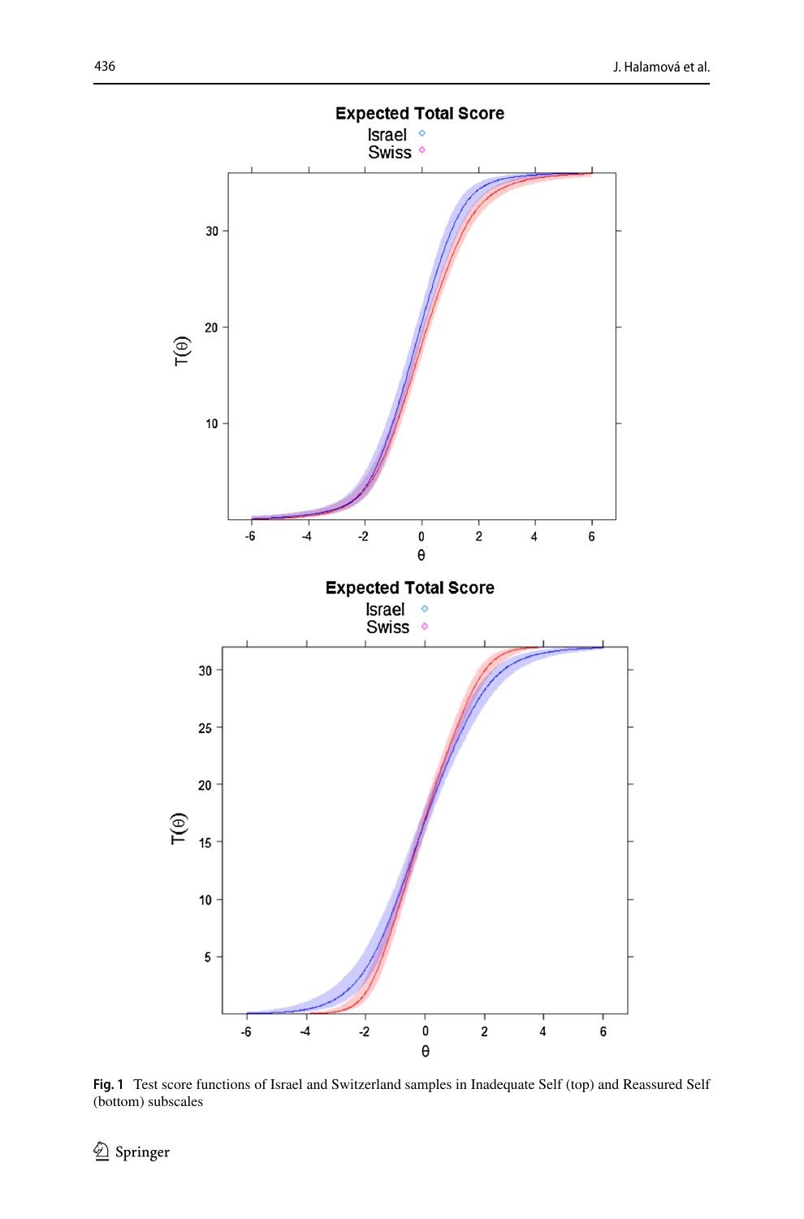**Fig. 1** Test score functions of Israel and Switzerland samples in Inadequate Self (top) and Reassured Self (bottom) subscales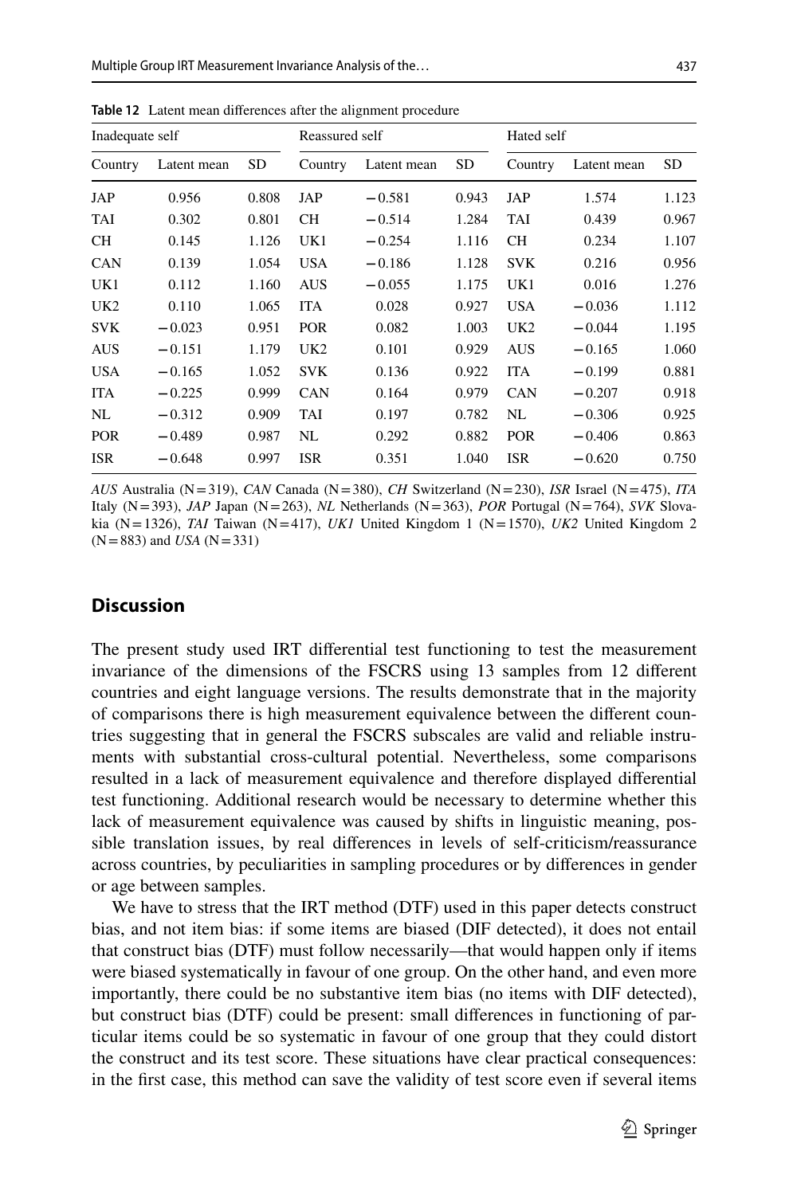**Table 12** Latent mean differences after the alignment procedure

| Inadequate self | | | Reassured self | | | Hated self | | |
|---|---|---|---|---|---|---|---|---|
| Country | Latent mean | SD | Country | Latent mean | SD | Country | Latent mean | SD |
| JAP | 0.956 | 0.808 | JAP | −0.581 | 0.943 | JAP | 1.574 | 1.123 |
| TAI | 0.302 | 0.801 | CH | −0.514 | 1.284 | TAI | 0.439 | 0.967 |
| CH | 0.145 | 1.126 | UK1 | −0.254 | 1.116 | CH | 0.234 | 1.107 |
| CAN | 0.139 | 1.054 | USA | −0.186 | 1.128 | SVK | 0.216 | 0.956 |
| UK1 | 0.112 | 1.160 | AUS | −0.055 | 1.175 | UK1 | 0.016 | 1.276 |
| UK2 | 0.110 | 1.065 | ITA | 0.028 | 0.927 | USA | −0.036 | 1.112 |
| SVK | −0.023 | 0.951 | POR | 0.082 | 1.003 | UK2 | −0.044 | 1.195 |
| AUS | −0.151 | 1.179 | UK2 | 0.101 | 0.929 | AUS | −0.165 | 1.060 |
| USA | −0.165 | 1.052 | SVK | 0.136 | 0.922 | ITA | −0.199 | 0.881 |
| ITA | −0.225 | 0.999 | CAN | 0.164 | 0.979 | CAN | −0.207 | 0.918 |
| NL | −0.312 | 0.909 | TAI | 0.197 | 0.782 | NL | −0.306 | 0.925 |
| POR | −0.489 | 0.987 | NL | 0.292 | 0.882 | POR | −0.406 | 0.863 |
| ISR | −0.648 | 0.997 | ISR | 0.351 | 1.040 | ISR | −0.620 | 0.750 |

*AUS* Australia (N = 319), *CAN* Canada (N = 380), *CH* Switzerland (N = 230), *ISR* Israel (N = 475), *ITA* Italy (N = 393), *JAP* Japan (N = 263), *NL* Netherlands (N = 363), *POR* Portugal (N = 764), *SVK* Slovakia (N = 1326), *TAI* Taiwan (N = 417), *UK1* United Kingdom 1 (N = 1570), *UK2* United Kingdom 2 (N = 883) and *USA* (N = 331)

## Discussion

The present study used IRT differential test functioning to test the measurement invariance of the dimensions of the FSCRS using 13 samples from 12 different countries and eight language versions. The results demonstrate that in the majority of comparisons there is high measurement equivalence between the different countries suggesting that in general the FSCRS subscales are valid and reliable instruments with substantial cross-cultural potential. Nevertheless, some comparisons resulted in a lack of measurement equivalence and therefore displayed differential test functioning. Additional research would be necessary to determine whether this lack of measurement equivalence was caused by shifts in linguistic meaning, possible translation issues, by real differences in levels of self-criticism/reassurance across countries, by peculiarities in sampling procedures or by differences in gender or age between samples.

We have to stress that the IRT method (DTF) used in this paper detects construct bias, and not item bias: if some items are biased (DIF detected), it does not entail that construct bias (DTF) must follow necessarily—that would happen only if items were biased systematically in favour of one group. On the other hand, and even more importantly, there could be no substantive item bias (no items with DIF detected), but construct bias (DTF) could be present: small differences in functioning of particular items could be so systematic in favour of one group that they could distort the construct and its test score. These situations have clear practical consequences: in the first case, this method can save the validity of test score even if several items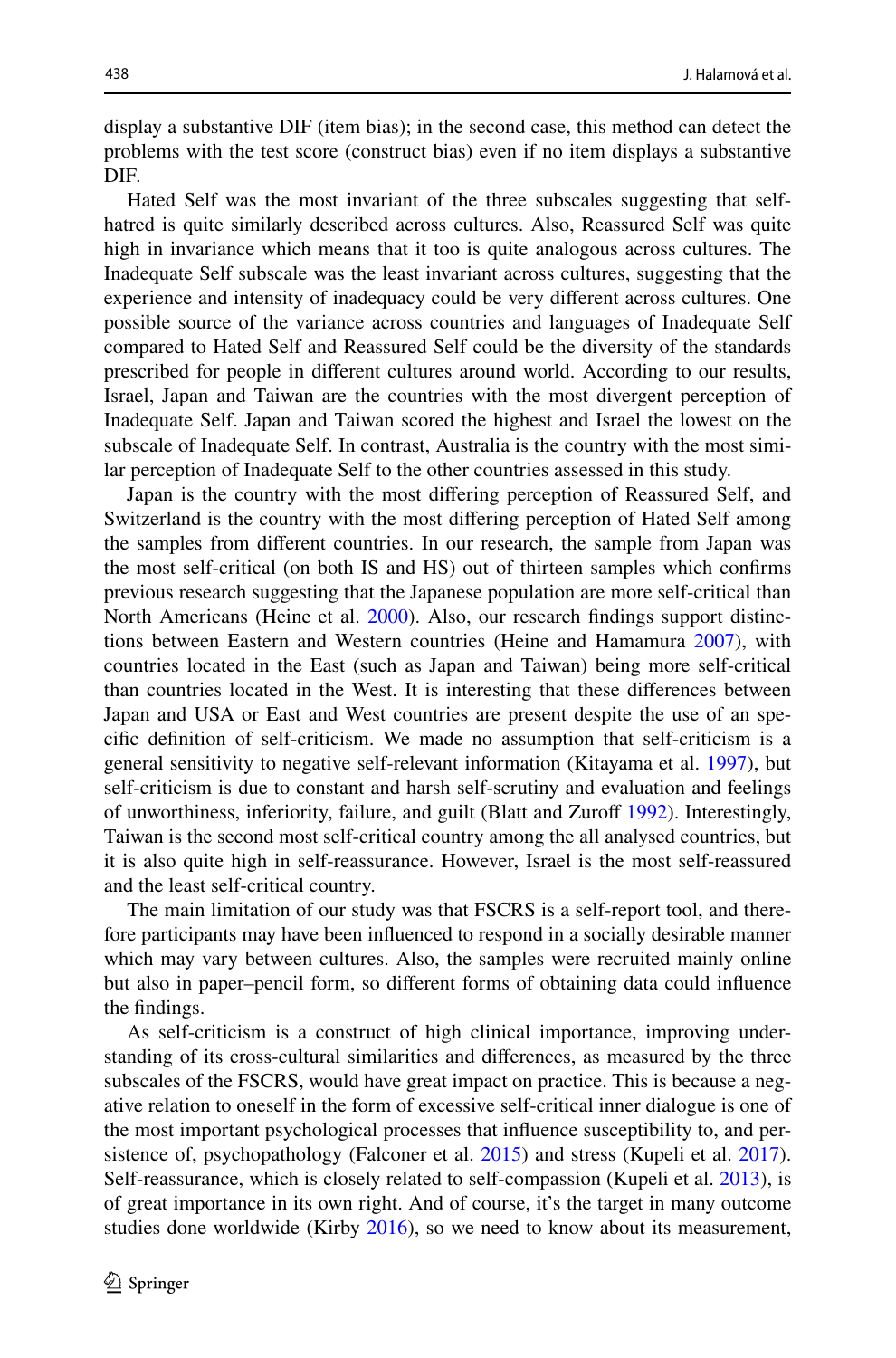display a substantive DIF (item bias); in the second case, this method can detect the problems with the test score (construct bias) even if no item displays a substantive DIF.

Hated Self was the most invariant of the three subscales suggesting that self-hatred is quite similarly described across cultures. Also, Reassured Self was quite high in invariance which means that it too is quite analogous across cultures. The Inadequate Self subscale was the least invariant across cultures, suggesting that the experience and intensity of inadequacy could be very different across cultures. One possible source of the variance across countries and languages of Inadequate Self compared to Hated Self and Reassured Self could be the diversity of the standards prescribed for people in different cultures around world. According to our results, Israel, Japan and Taiwan are the countries with the most divergent perception of Inadequate Self. Japan and Taiwan scored the highest and Israel the lowest on the subscale of Inadequate Self. In contrast, Australia is the country with the most similar perception of Inadequate Self to the other countries assessed in this study.

Japan is the country with the most differing perception of Reassured Self, and Switzerland is the country with the most differing perception of Hated Self among the samples from different countries. In our research, the sample from Japan was the most self-critical (on both IS and HS) out of thirteen samples which confirms previous research suggesting that the Japanese population are more self-critical than North Americans (Heine et al. 2000). Also, our research findings support distinctions between Eastern and Western countries (Heine and Hamamura 2007), with countries located in the East (such as Japan and Taiwan) being more self-critical than countries located in the West. It is interesting that these differences between Japan and USA or East and West countries are present despite the use of an specific definition of self-criticism. We made no assumption that self-criticism is a general sensitivity to negative self-relevant information (Kitayama et al. 1997), but self-criticism is due to constant and harsh self-scrutiny and evaluation and feelings of unworthiness, inferiority, failure, and guilt (Blatt and Zuroff 1992). Interestingly, Taiwan is the second most self-critical country among the all analysed countries, but it is also quite high in self-reassurance. However, Israel is the most self-reassured and the least self-critical country.

The main limitation of our study was that FSCRS is a self-report tool, and therefore participants may have been influenced to respond in a socially desirable manner which may vary between cultures. Also, the samples were recruited mainly online but also in paper–pencil form, so different forms of obtaining data could influence the findings.

As self-criticism is a construct of high clinical importance, improving understanding of its cross-cultural similarities and differences, as measured by the three subscales of the FSCRS, would have great impact on practice. This is because a negative relation to oneself in the form of excessive self-critical inner dialogue is one of the most important psychological processes that influence susceptibility to, and persistence of, psychopathology (Falconer et al. 2015) and stress (Kupeli et al. 2017). Self-reassurance, which is closely related to self-compassion (Kupeli et al. 2013), is of great importance in its own right. And of course, it's the target in many outcome studies done worldwide (Kirby 2016), so we need to know about its measurement,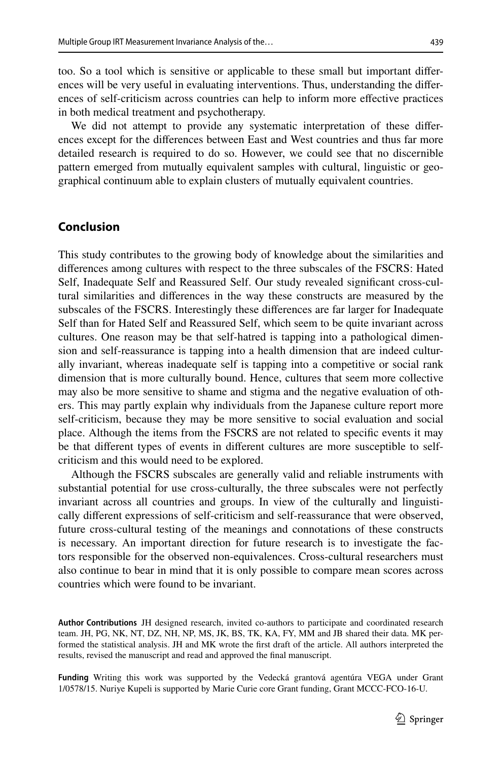too. So a tool which is sensitive or applicable to these small but important differences will be very useful in evaluating interventions. Thus, understanding the differences of self-criticism across countries can help to inform more effective practices in both medical treatment and psychotherapy.

We did not attempt to provide any systematic interpretation of these differences except for the differences between East and West countries and thus far more detailed research is required to do so. However, we could see that no discernible pattern emerged from mutually equivalent samples with cultural, linguistic or geographical continuum able to explain clusters of mutually equivalent countries.

## Conclusion

This study contributes to the growing body of knowledge about the similarities and differences among cultures with respect to the three subscales of the FSCRS: Hated Self, Inadequate Self and Reassured Self. Our study revealed significant cross-cultural similarities and differences in the way these constructs are measured by the subscales of the FSCRS. Interestingly these differences are far larger for Inadequate Self than for Hated Self and Reassured Self, which seem to be quite invariant across cultures. One reason may be that self-hatred is tapping into a pathological dimension and self-reassurance is tapping into a health dimension that are indeed culturally invariant, whereas inadequate self is tapping into a competitive or social rank dimension that is more culturally bound. Hence, cultures that seem more collective may also be more sensitive to shame and stigma and the negative evaluation of others. This may partly explain why individuals from the Japanese culture report more self-criticism, because they may be more sensitive to social evaluation and social place. Although the items from the FSCRS are not related to specific events it may be that different types of events in different cultures are more susceptible to self-criticism and this would need to be explored.

Although the FSCRS subscales are generally valid and reliable instruments with substantial potential for use cross-culturally, the three subscales were not perfectly invariant across all countries and groups. In view of the culturally and linguistically different expressions of self-criticism and self-reassurance that were observed, future cross-cultural testing of the meanings and connotations of these constructs is necessary. An important direction for future research is to investigate the factors responsible for the observed non-equivalences. Cross-cultural researchers must also continue to bear in mind that it is only possible to compare mean scores across countries which were found to be invariant.

**Author Contributions** JH designed research, invited co-authors to participate and coordinated research team. JH, PG, NK, NT, DZ, NH, NP, MS, JK, BS, TK, KA, FY, MM and JB shared their data. MK performed the statistical analysis. JH and MK wrote the first draft of the article. All authors interpreted the results, revised the manuscript and read and approved the final manuscript.

**Funding** Writing this work was supported by the Vedecká grantová agentúra VEGA under Grant 1/0578/15. Nuriye Kupeli is supported by Marie Curie core Grant funding, Grant MCCC-FCO-16-U.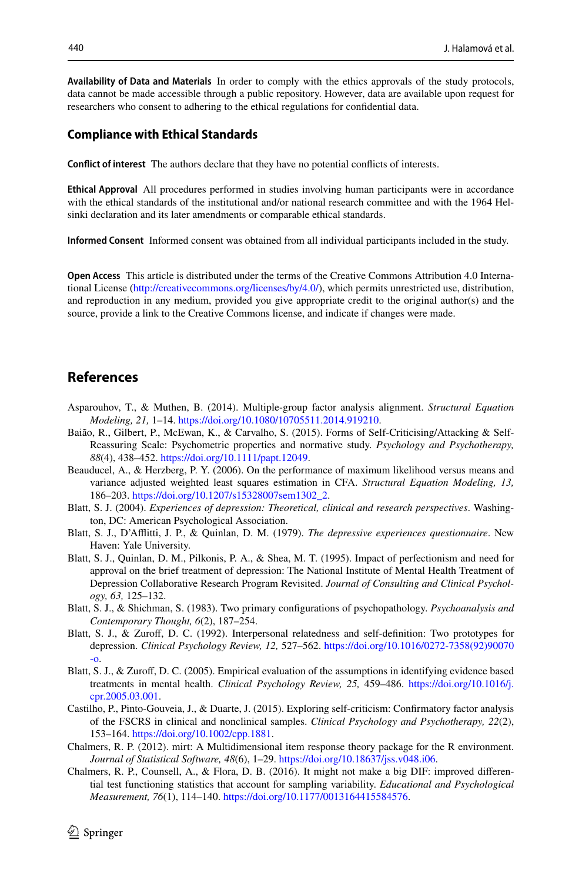**Availability of Data and Materials** In order to comply with the ethics approvals of the study protocols, data cannot be made accessible through a public repository. However, data are available upon request for researchers who consent to adhering to the ethical regulations for confidential data.

## Compliance with Ethical Standards

**Conflict of interest** The authors declare that they have no potential conflicts of interests.

**Ethical Approval** All procedures performed in studies involving human participants were in accordance with the ethical standards of the institutional and/or national research committee and with the 1964 Helsinki declaration and its later amendments or comparable ethical standards.

**Informed Consent** Informed consent was obtained from all individual participants included in the study.

**Open Access** This article is distributed under the terms of the Creative Commons Attribution 4.0 International License (http://creativecommons.org/licenses/by/4.0/), which permits unrestricted use, distribution, and reproduction in any medium, provided you give appropriate credit to the original author(s) and the source, provide a link to the Creative Commons license, and indicate if changes were made.

## References

Asparouhov, T., & Muthen, B. (2014). Multiple-group factor analysis alignment. *Structural Equation Modeling, 21,* 1–14. https://doi.org/10.1080/10705511.2014.919210.

Baião, R., Gilbert, P., McEwan, K., & Carvalho, S. (2015). Forms of Self-Criticising/Attacking & Self-Reassuring Scale: Psychometric properties and normative study. *Psychology and Psychotherapy, 88*(4), 438–452. https://doi.org/10.1111/papt.12049.

Beauducel, A., & Herzberg, P. Y. (2006). On the performance of maximum likelihood versus means and variance adjusted weighted least squares estimation in CFA. *Structural Equation Modeling, 13,* 186–203. https://doi.org/10.1207/s15328007sem1302_2.

Blatt, S. J. (2004). *Experiences of depression: Theoretical, clinical and research perspectives*. Washington, DC: American Psychological Association.

Blatt, S. J., D'Afflitti, J. P., & Quinlan, D. M. (1979). *The depressive experiences questionnaire*. New Haven: Yale University.

Blatt, S. J., Quinlan, D. M., Pilkonis, P. A., & Shea, M. T. (1995). Impact of perfectionism and need for approval on the brief treatment of depression: The National Institute of Mental Health Treatment of Depression Collaborative Research Program Revisited. *Journal of Consulting and Clinical Psychology, 63,* 125–132.

Blatt, S. J., & Shichman, S. (1983). Two primary configurations of psychopathology. *Psychoanalysis and Contemporary Thought, 6*(2), 187–254.

Blatt, S. J., & Zuroff, D. C. (1992). Interpersonal relatedness and self-definition: Two prototypes for depression. *Clinical Psychology Review, 12,* 527–562. https://doi.org/10.1016/0272-7358(92)90070-o.

Blatt, S. J., & Zuroff, D. C. (2005). Empirical evaluation of the assumptions in identifying evidence based treatments in mental health. *Clinical Psychology Review, 25,* 459–486. https://doi.org/10.1016/j.cpr.2005.03.001.

Castilho, P., Pinto-Gouveia, J., & Duarte, J. (2015). Exploring self-criticism: Confirmatory factor analysis of the FSCRS in clinical and nonclinical samples. *Clinical Psychology and Psychotherapy, 22*(2), 153–164. https://doi.org/10.1002/cpp.1881.

Chalmers, R. P. (2012). mirt: A Multidimensional item response theory package for the R environment. *Journal of Statistical Software, 48*(6), 1–29. https://doi.org/10.18637/jss.v048.i06.

Chalmers, R. P., Counsell, A., & Flora, D. B. (2016). It might not make a big DIF: improved differential test functioning statistics that account for sampling variability. *Educational and Psychological Measurement, 76*(1), 114–140. https://doi.org/10.1177/0013164415584576.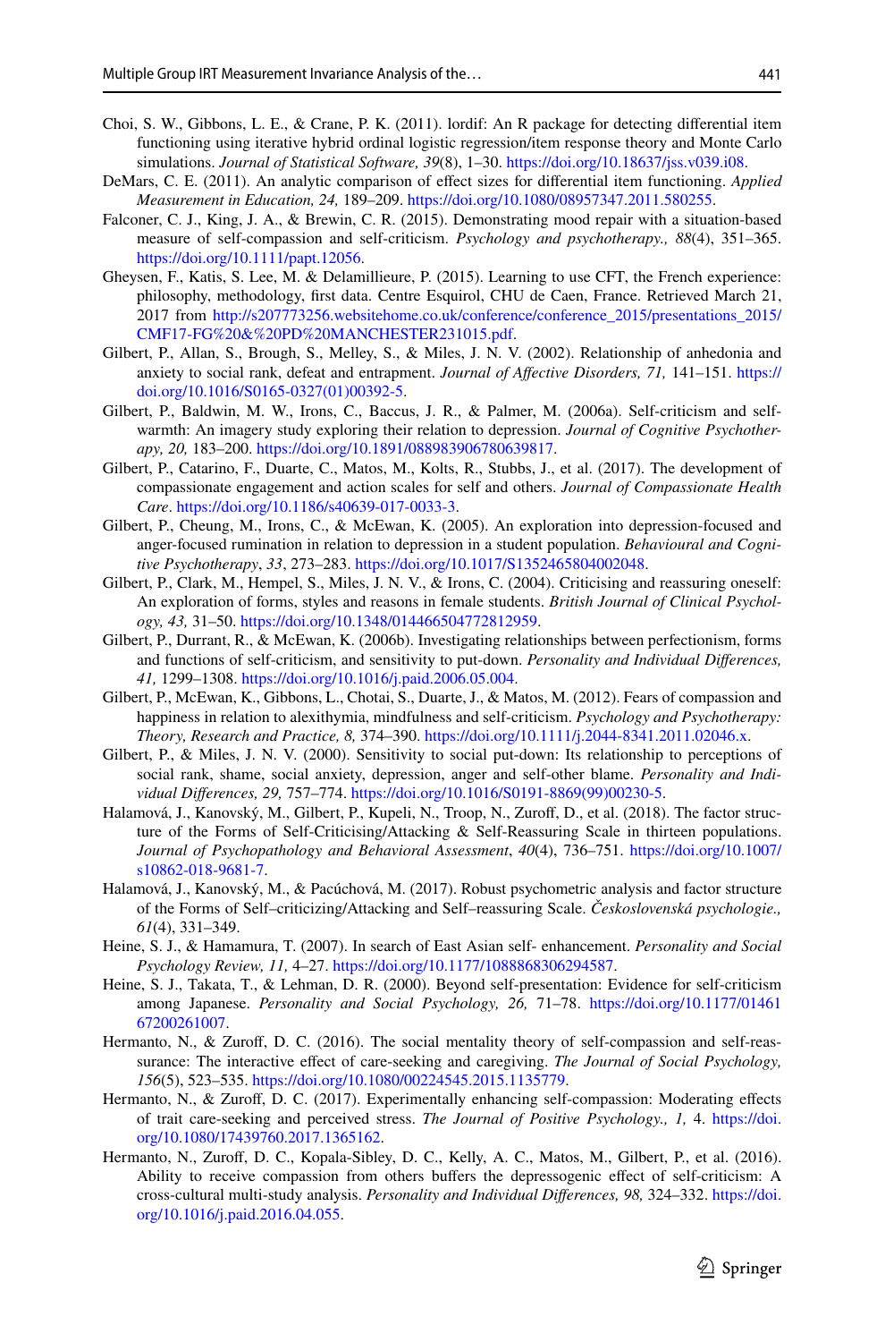Choi, S. W., Gibbons, L. E., & Crane, P. K. (2011). lordif: An R package for detecting differential item functioning using iterative hybrid ordinal logistic regression/item response theory and Monte Carlo simulations. *Journal of Statistical Software, 39*(8), 1–30. https://doi.org/10.18637/jss.v039.i08.

DeMars, C. E. (2011). An analytic comparison of effect sizes for differential item functioning. *Applied Measurement in Education, 24,* 189–209. https://doi.org/10.1080/08957347.2011.580255.

Falconer, C. J., King, J. A., & Brewin, C. R. (2015). Demonstrating mood repair with a situation-based measure of self-compassion and self-criticism. *Psychology and psychotherapy., 88*(4), 351–365. https://doi.org/10.1111/papt.12056.

Gheysen, F., Katis, S. Lee, M. & Delamillieure, P. (2015). Learning to use CFT, the French experience: philosophy, methodology, first data. Centre Esquirol, CHU de Caen, France. Retrieved March 21, 2017 from http://s207773256.websitehome.co.uk/conference/conference_2015/presentations_2015/CMF17-FG%20&%20PD%20MANCHESTER231015.pdf.

Gilbert, P., Allan, S., Brough, S., Melley, S., & Miles, J. N. V. (2002). Relationship of anhedonia and anxiety to social rank, defeat and entrapment. *Journal of Affective Disorders, 71,* 141–151. https://doi.org/10.1016/S0165-0327(01)00392-5.

Gilbert, P., Baldwin, M. W., Irons, C., Baccus, J. R., & Palmer, M. (2006a). Self-criticism and self-warmth: An imagery study exploring their relation to depression. *Journal of Cognitive Psychotherapy, 20,* 183–200. https://doi.org/10.1891/088983906780639817.

Gilbert, P., Catarino, F., Duarte, C., Matos, M., Kolts, R., Stubbs, J., et al. (2017). The development of compassionate engagement and action scales for self and others. *Journal of Compassionate Health Care*. https://doi.org/10.1186/s40639-017-0033-3.

Gilbert, P., Cheung, M., Irons, C., & McEwan, K. (2005). An exploration into depression-focused and anger-focused rumination in relation to depression in a student population. *Behavioural and Cognitive Psychotherapy*, *33*, 273–283. https://doi.org/10.1017/S1352465804002048.

Gilbert, P., Clark, M., Hempel, S., Miles, J. N. V., & Irons, C. (2004). Criticising and reassuring oneself: An exploration of forms, styles and reasons in female students. *British Journal of Clinical Psychology, 43,* 31–50. https://doi.org/10.1348/014466504772812959.

Gilbert, P., Durrant, R., & McEwan, K. (2006b). Investigating relationships between perfectionism, forms and functions of self-criticism, and sensitivity to put-down. *Personality and Individual Differences, 41,* 1299–1308. https://doi.org/10.1016/j.paid.2006.05.004.

Gilbert, P., McEwan, K., Gibbons, L., Chotai, S., Duarte, J., & Matos, M. (2012). Fears of compassion and happiness in relation to alexithymia, mindfulness and self-criticism. *Psychology and Psychotherapy: Theory, Research and Practice, 8,* 374–390. https://doi.org/10.1111/j.2044-8341.2011.02046.x.

Gilbert, P., & Miles, J. N. V. (2000). Sensitivity to social put-down: Its relationship to perceptions of social rank, shame, social anxiety, depression, anger and self-other blame. *Personality and Individual Differences, 29,* 757–774. https://doi.org/10.1016/S0191-8869(99)00230-5.

Halamová, J., Kanovský, M., Gilbert, P., Kupeli, N., Troop, N., Zuroff, D., et al. (2018). The factor structure of the Forms of Self-Criticising/Attacking & Self-Reassuring Scale in thirteen populations. *Journal of Psychopathology and Behavioral Assessment*, *40*(4), 736–751. https://doi.org/10.1007/s10862-018-9681-7.

Halamová, J., Kanovský, M., & Pacúchová, M. (2017). Robust psychometric analysis and factor structure of the Forms of Self–criticizing/Attacking and Self–reassuring Scale. *Československá psychologie., 61*(4), 331–349.

Heine, S. J., & Hamamura, T. (2007). In search of East Asian self- enhancement. *Personality and Social Psychology Review, 11,* 4–27. https://doi.org/10.1177/1088868306294587.

Heine, S. J., Takata, T., & Lehman, D. R. (2000). Beyond self-presentation: Evidence for self-criticism among Japanese. *Personality and Social Psychology, 26,* 71–78. https://doi.org/10.1177/0146167200261007.

Hermanto, N., & Zuroff, D. C. (2016). The social mentality theory of self-compassion and self-reassurance: The interactive effect of care-seeking and caregiving. *The Journal of Social Psychology, 156*(5), 523–535. https://doi.org/10.1080/00224545.2015.1135779.

Hermanto, N., & Zuroff, D. C. (2017). Experimentally enhancing self-compassion: Moderating effects of trait care-seeking and perceived stress. *The Journal of Positive Psychology., 1,* 4. https://doi.org/10.1080/17439760.2017.1365162.

Hermanto, N., Zuroff, D. C., Kopala-Sibley, D. C., Kelly, A. C., Matos, M., Gilbert, P., et al. (2016). Ability to receive compassion from others buffers the depressogenic effect of self-criticism: A cross-cultural multi-study analysis. *Personality and Individual Differences, 98,* 324–332. https://doi.org/10.1016/j.paid.2016.04.055.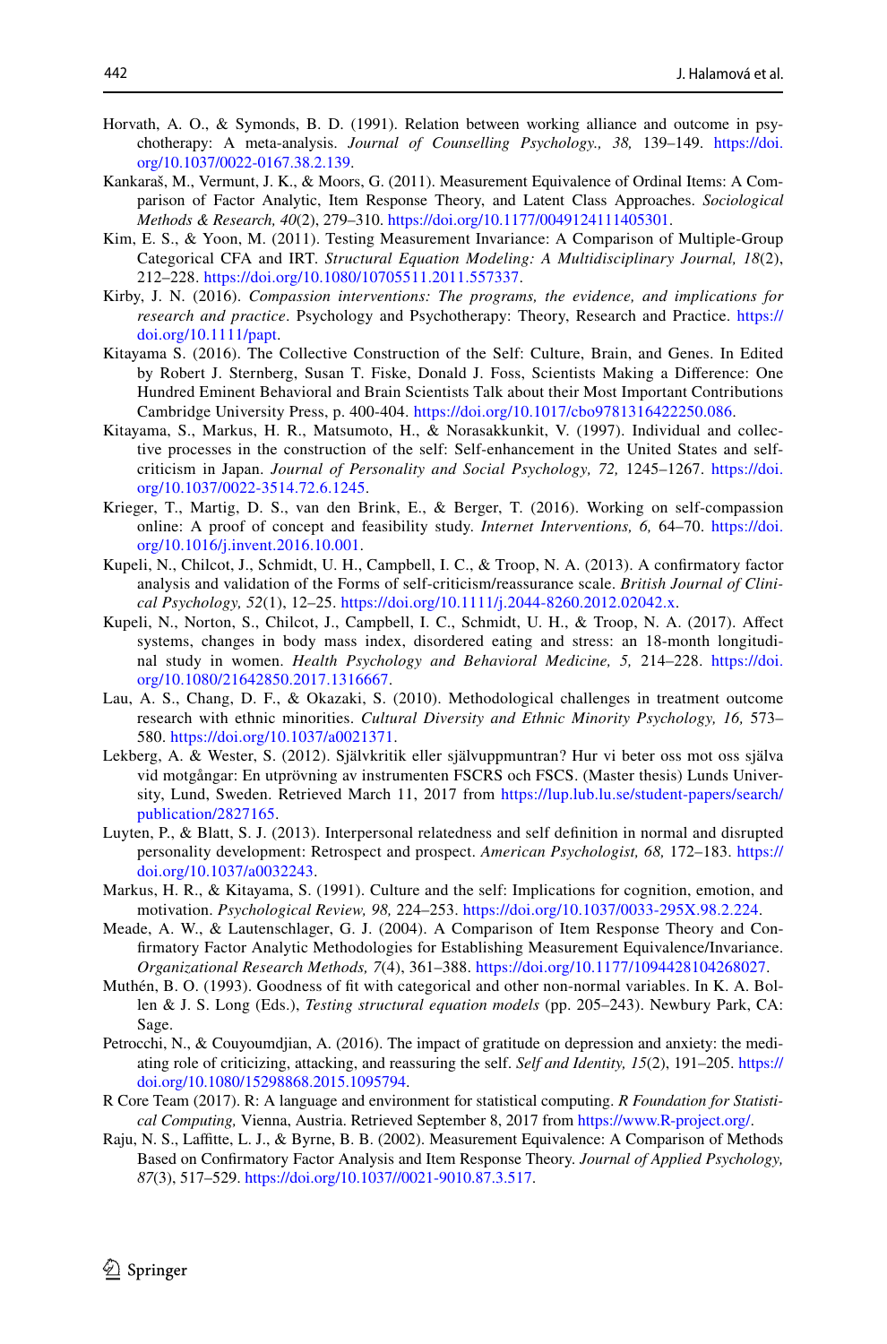Horvath, A. O., & Symonds, B. D. (1991). Relation between working alliance and outcome in psychotherapy: A meta-analysis. *Journal of Counselling Psychology., 38,* 139–149. https://doi.org/10.1037/0022-0167.38.2.139.

Kankaraš, M., Vermunt, J. K., & Moors, G. (2011). Measurement Equivalence of Ordinal Items: A Comparison of Factor Analytic, Item Response Theory, and Latent Class Approaches. *Sociological Methods & Research, 40*(2), 279–310. https://doi.org/10.1177/0049124111405301.

Kim, E. S., & Yoon, M. (2011). Testing Measurement Invariance: A Comparison of Multiple-Group Categorical CFA and IRT. *Structural Equation Modeling: A Multidisciplinary Journal, 18*(2), 212–228. https://doi.org/10.1080/10705511.2011.557337.

Kirby, J. N. (2016). *Compassion interventions: The programs, the evidence, and implications for research and practice*. Psychology and Psychotherapy: Theory, Research and Practice. https://doi.org/10.1111/papt.

Kitayama S. (2016). The Collective Construction of the Self: Culture, Brain, and Genes. In Edited by Robert J. Sternberg, Susan T. Fiske, Donald J. Foss, Scientists Making a Difference: One Hundred Eminent Behavioral and Brain Scientists Talk about their Most Important Contributions Cambridge University Press, p. 400-404. https://doi.org/10.1017/cbo9781316422250.086.

Kitayama, S., Markus, H. R., Matsumoto, H., & Norasakkunkit, V. (1997). Individual and collective processes in the construction of the self: Self-enhancement in the United States and self-criticism in Japan. *Journal of Personality and Social Psychology, 72,* 1245–1267. https://doi.org/10.1037/0022-3514.72.6.1245.

Krieger, T., Martig, D. S., van den Brink, E., & Berger, T. (2016). Working on self-compassion online: A proof of concept and feasibility study. *Internet Interventions, 6,* 64–70. https://doi.org/10.1016/j.invent.2016.10.001.

Kupeli, N., Chilcot, J., Schmidt, U. H., Campbell, I. C., & Troop, N. A. (2013). A confirmatory factor analysis and validation of the Forms of self-criticism/reassurance scale. *British Journal of Clinical Psychology, 52*(1), 12–25. https://doi.org/10.1111/j.2044-8260.2012.02042.x.

Kupeli, N., Norton, S., Chilcot, J., Campbell, I. C., Schmidt, U. H., & Troop, N. A. (2017). Affect systems, changes in body mass index, disordered eating and stress: an 18-month longitudinal study in women. *Health Psychology and Behavioral Medicine, 5,* 214–228. https://doi.org/10.1080/21642850.2017.1316667.

Lau, A. S., Chang, D. F., & Okazaki, S. (2010). Methodological challenges in treatment outcome research with ethnic minorities. *Cultural Diversity and Ethnic Minority Psychology, 16,* 573–580. https://doi.org/10.1037/a0021371.

Lekberg, A. & Wester, S. (2012). Självkritik eller självuppmuntran? Hur vi beter oss mot oss själva vid motgångar: En utprövning av instrumenten FSCRS och FSCS. (Master thesis) Lunds University, Lund, Sweden. Retrieved March 11, 2017 from https://lup.lub.lu.se/student-papers/search/publication/2827165.

Luyten, P., & Blatt, S. J. (2013). Interpersonal relatedness and self definition in normal and disrupted personality development: Retrospect and prospect. *American Psychologist, 68,* 172–183. https://doi.org/10.1037/a0032243.

Markus, H. R., & Kitayama, S. (1991). Culture and the self: Implications for cognition, emotion, and motivation. *Psychological Review, 98,* 224–253. https://doi.org/10.1037/0033-295X.98.2.224.

Meade, A. W., & Lautenschlager, G. J. (2004). A Comparison of Item Response Theory and Confirmatory Factor Analytic Methodologies for Establishing Measurement Equivalence/Invariance. *Organizational Research Methods, 7*(4), 361–388. https://doi.org/10.1177/1094428104268027.

Muthén, B. O. (1993). Goodness of fit with categorical and other non-normal variables. In K. A. Bollen & J. S. Long (Eds.), *Testing structural equation models* (pp. 205–243). Newbury Park, CA: Sage.

Petrocchi, N., & Couyoumdjian, A. (2016). The impact of gratitude on depression and anxiety: the mediating role of criticizing, attacking, and reassuring the self. *Self and Identity, 15*(2), 191–205. https://doi.org/10.1080/15298868.2015.1095794.

R Core Team (2017). R: A language and environment for statistical computing. *R Foundation for Statistical Computing,* Vienna, Austria. Retrieved September 8, 2017 from https://www.R-project.org/.

Raju, N. S., Laffitte, L. J., & Byrne, B. B. (2002). Measurement Equivalence: A Comparison of Methods Based on Confirmatory Factor Analysis and Item Response Theory. *Journal of Applied Psychology, 87*(3), 517–529. https://doi.org/10.1037//0021-9010.87.3.517.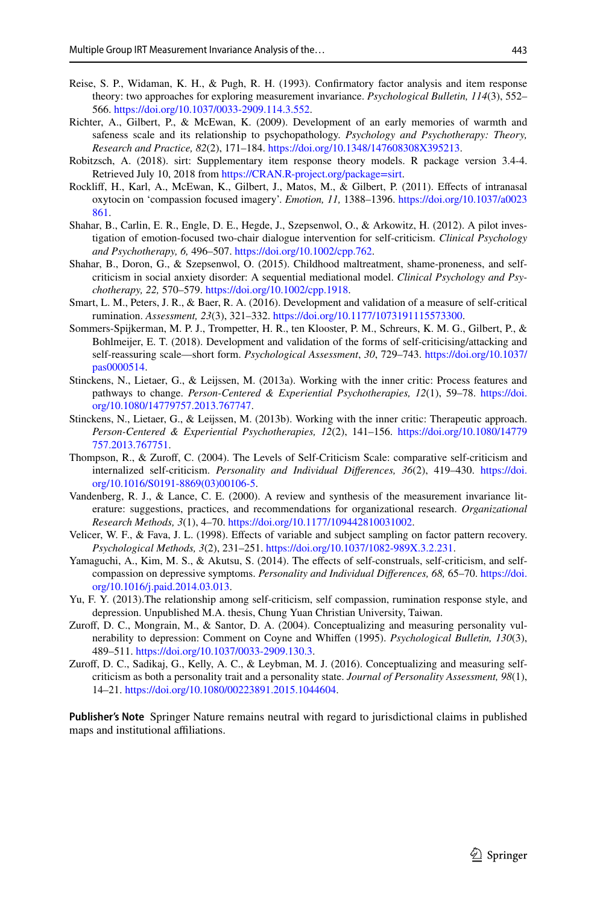Reise, S. P., Widaman, K. H., & Pugh, R. H. (1993). Confirmatory factor analysis and item response theory: two approaches for exploring measurement invariance. *Psychological Bulletin, 114*(3), 552–566. https://doi.org/10.1037/0033-2909.114.3.552.

Richter, A., Gilbert, P., & McEwan, K. (2009). Development of an early memories of warmth and safeness scale and its relationship to psychopathology. *Psychology and Psychotherapy: Theory, Research and Practice, 82*(2), 171–184. https://doi.org/10.1348/147608308X395213.

Robitzsch, A. (2018). sirt: Supplementary item response theory models. R package version 3.4-4. Retrieved July 10, 2018 from https://CRAN.R-project.org/package=sirt.

Rockliff, H., Karl, A., McEwan, K., Gilbert, J., Matos, M., & Gilbert, P. (2011). Effects of intranasal oxytocin on 'compassion focused imagery'. *Emotion, 11,* 1388–1396. https://doi.org/10.1037/a0023861.

Shahar, B., Carlin, E. R., Engle, D. E., Hegde, J., Szepsenwol, O., & Arkowitz, H. (2012). A pilot investigation of emotion-focused two-chair dialogue intervention for self-criticism. *Clinical Psychology and Psychotherapy, 6,* 496–507. https://doi.org/10.1002/cpp.762.

Shahar, B., Doron, G., & Szepsenwol, O. (2015). Childhood maltreatment, shame-proneness, and self-criticism in social anxiety disorder: A sequential mediational model. *Clinical Psychology and Psychotherapy, 22,* 570–579. https://doi.org/10.1002/cpp.1918.

Smart, L. M., Peters, J. R., & Baer, R. A. (2016). Development and validation of a measure of self-critical rumination. *Assessment, 23*(3), 321–332. https://doi.org/10.1177/1073191115573300.

Sommers-Spijkerman, M. P. J., Trompetter, H. R., ten Klooster, P. M., Schreurs, K. M. G., Gilbert, P., & Bohlmeijer, E. T. (2018). Development and validation of the forms of self-criticising/attacking and self-reassuring scale—short form. *Psychological Assessment*, *30*, 729–743. https://doi.org/10.1037/pas0000514.

Stinckens, N., Lietaer, G., & Leijssen, M. (2013a). Working with the inner critic: Process features and pathways to change. *Person-Centered & Experiential Psychotherapies, 12*(1), 59–78. https://doi.org/10.1080/14779757.2013.767747.

Stinckens, N., Lietaer, G., & Leijssen, M. (2013b). Working with the inner critic: Therapeutic approach. *Person-Centered & Experiential Psychotherapies, 12*(2), 141–156. https://doi.org/10.1080/14779757.2013.767751.

Thompson, R., & Zuroff, C. (2004). The Levels of Self-Criticism Scale: comparative self-criticism and internalized self-criticism. *Personality and Individual Differences, 36*(2), 419–430. https://doi.org/10.1016/S0191-8869(03)00106-5.

Vandenberg, R. J., & Lance, C. E. (2000). A review and synthesis of the measurement invariance literature: suggestions, practices, and recommendations for organizational research. *Organizational Research Methods, 3*(1), 4–70. https://doi.org/10.1177/109442810031002.

Velicer, W. F., & Fava, J. L. (1998). Effects of variable and subject sampling on factor pattern recovery. *Psychological Methods, 3*(2), 231–251. https://doi.org/10.1037/1082-989X.3.2.231.

Yamaguchi, A., Kim, M. S., & Akutsu, S. (2014). The effects of self-construals, self-criticism, and self-compassion on depressive symptoms. *Personality and Individual Differences, 68,* 65–70. https://doi.org/10.1016/j.paid.2014.03.013.

Yu, F. Y. (2013).The relationship among self-criticism, self compassion, rumination response style, and depression. Unpublished M.A. thesis, Chung Yuan Christian University, Taiwan.

Zuroff, D. C., Mongrain, M., & Santor, D. A. (2004). Conceptualizing and measuring personality vulnerability to depression: Comment on Coyne and Whiffen (1995). *Psychological Bulletin, 130*(3), 489–511. https://doi.org/10.1037/0033-2909.130.3.

Zuroff, D. C., Sadikaj, G., Kelly, A. C., & Leybman, M. J. (2016). Conceptualizing and measuring self-criticism as both a personality trait and a personality state. *Journal of Personality Assessment, 98*(1), 14–21. https://doi.org/10.1080/00223891.2015.1044604.

**Publisher's Note** Springer Nature remains neutral with regard to jurisdictional claims in published maps and institutional affiliations.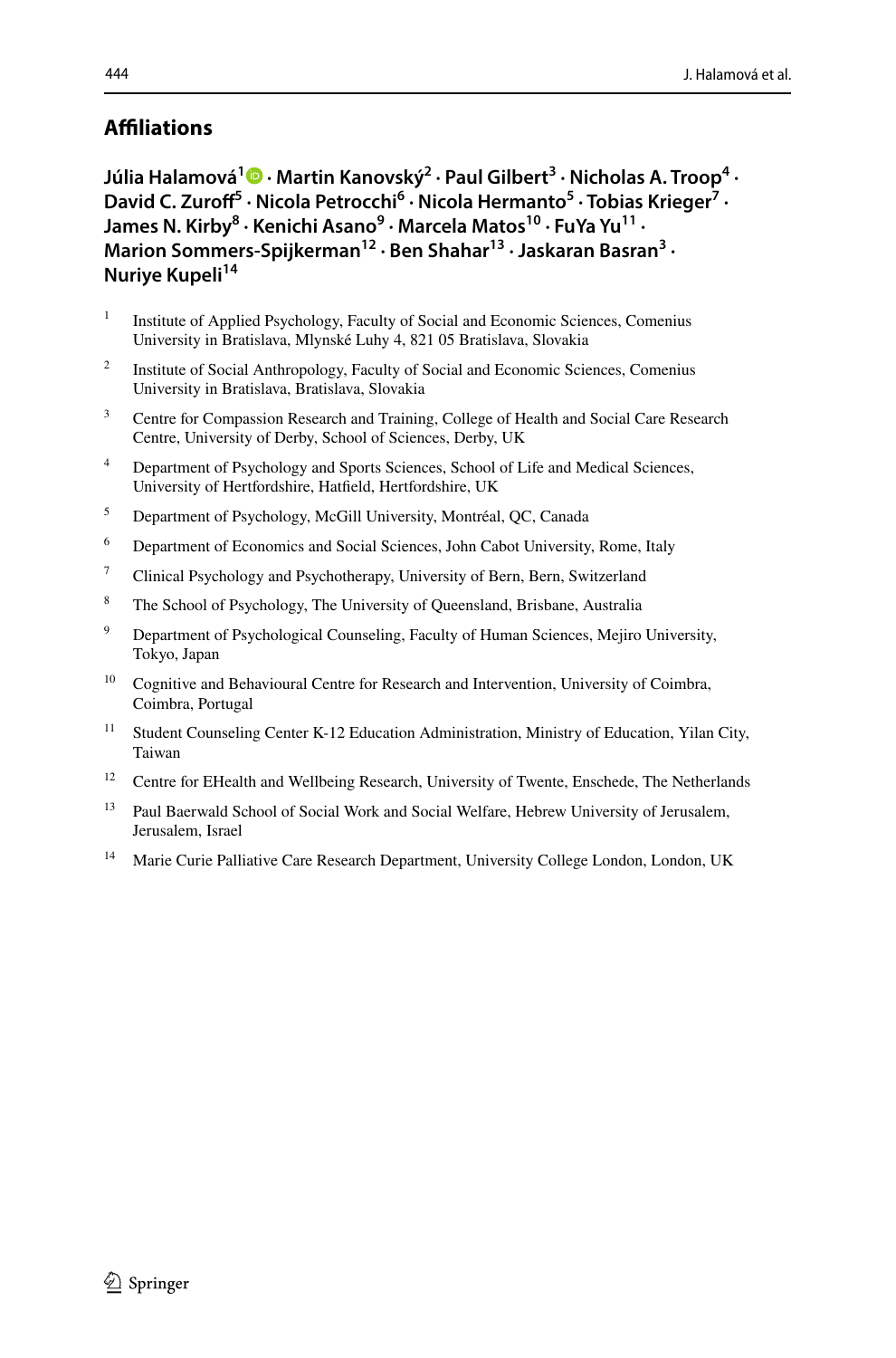## Affiliations

**Júlia Halamová[1] · Martin Kanovský[2] · Paul Gilbert[3] · Nicholas A. Troop[4] · David C. Zuroff[5] · Nicola Petrocchi[6] · Nicola Hermanto[5] · Tobias Krieger[7] · James N. Kirby[8] · Kenichi Asano[9] · Marcela Matos[10] · FuYa Yu[11] · Marion Sommers-Spijkerman[12] · Ben Shahar[13] · Jaskaran Basran[3] · Nuriye Kupeli[14]**

[1] Institute of Applied Psychology, Faculty of Social and Economic Sciences, Comenius University in Bratislava, Mlynské Luhy 4, 821 05 Bratislava, Slovakia

[2] Institute of Social Anthropology, Faculty of Social and Economic Sciences, Comenius University in Bratislava, Bratislava, Slovakia

[3] Centre for Compassion Research and Training, College of Health and Social Care Research Centre, University of Derby, School of Sciences, Derby, UK

[4] Department of Psychology and Sports Sciences, School of Life and Medical Sciences, University of Hertfordshire, Hatfield, Hertfordshire, UK

[5] Department of Psychology, McGill University, Montréal, QC, Canada

[6] Department of Economics and Social Sciences, John Cabot University, Rome, Italy

[7] Clinical Psychology and Psychotherapy, University of Bern, Bern, Switzerland

[8] The School of Psychology, The University of Queensland, Brisbane, Australia

[9] Department of Psychological Counseling, Faculty of Human Sciences, Mejiro University, Tokyo, Japan

[10] Cognitive and Behavioural Centre for Research and Intervention, University of Coimbra, Coimbra, Portugal

[11] Student Counseling Center K-12 Education Administration, Ministry of Education, Yilan City, Taiwan

[12] Centre for EHealth and Wellbeing Research, University of Twente, Enschede, The Netherlands

[13] Paul Baerwald School of Social Work and Social Welfare, Hebrew University of Jerusalem, Jerusalem, Israel

[14] Marie Curie Palliative Care Research Department, University College London, London, UK